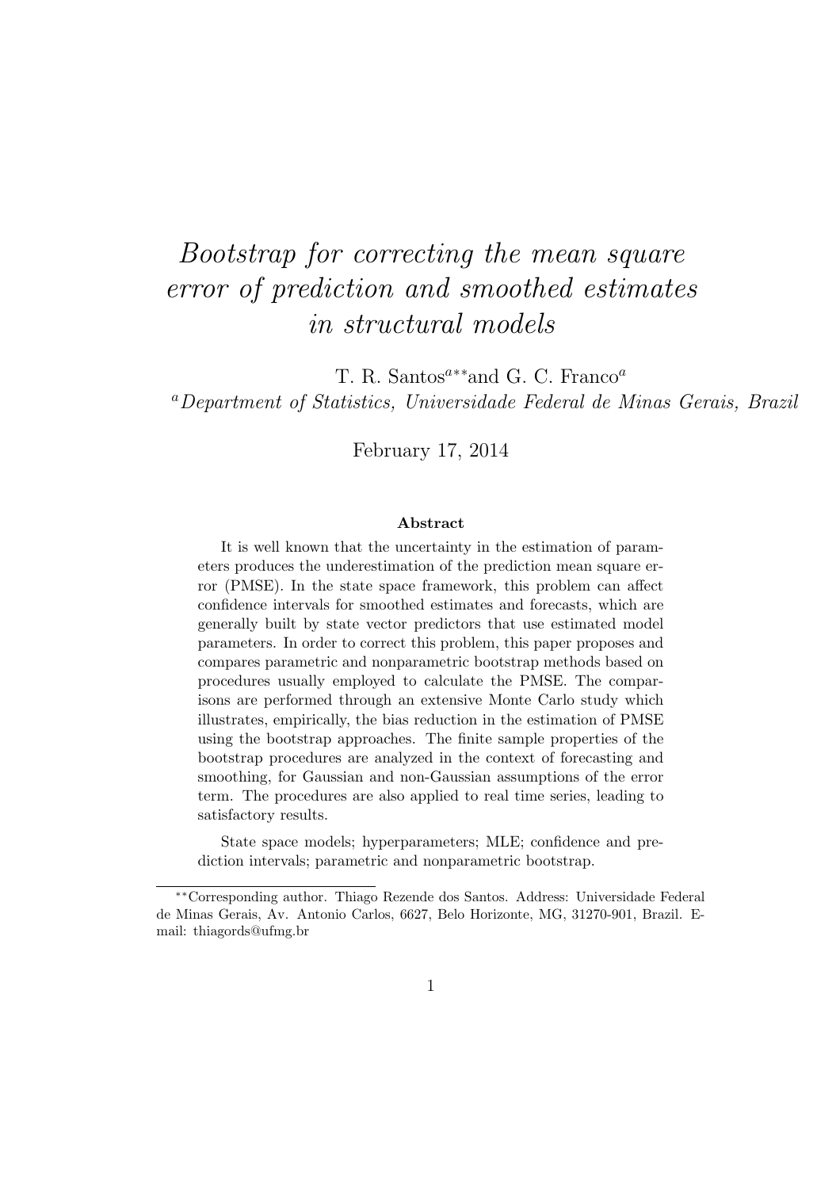# *Bootstrap for correcting the mean square error of prediction and smoothed estimates in structural models*

T. R. Santos[a**] and G. C. Franco[a]

[a]*Department of Statistics, Universidade Federal de Minas Gerais, Brazil*

February 17, 2014

**Abstract**

It is well known that the uncertainty in the estimation of parameters produces the underestimation of the prediction mean square error (PMSE). In the state space framework, this problem can affect confidence intervals for smoothed estimates and forecasts, which are generally built by state vector predictors that use estimated model parameters. In order to correct this problem, this paper proposes and compares parametric and nonparametric bootstrap methods based on procedures usually employed to calculate the PMSE. The comparisons are performed through an extensive Monte Carlo study which illustrates, empirically, the bias reduction in the estimation of PMSE using the bootstrap approaches. The finite sample properties of the bootstrap procedures are analyzed in the context of forecasting and smoothing, for Gaussian and non-Gaussian assumptions of the error term. The procedures are also applied to real time series, leading to satisfactory results.

State space models; hyperparameters; MLE; confidence and prediction intervals; parametric and nonparametric bootstrap.

---

[**]Corresponding author. Thiago Rezende dos Santos. Address: Universidade Federal de Minas Gerais, Av. Antonio Carlos, 6627, Belo Horizonte, MG, 31270-901, Brazil. E-mail: thiagords@ufmg.br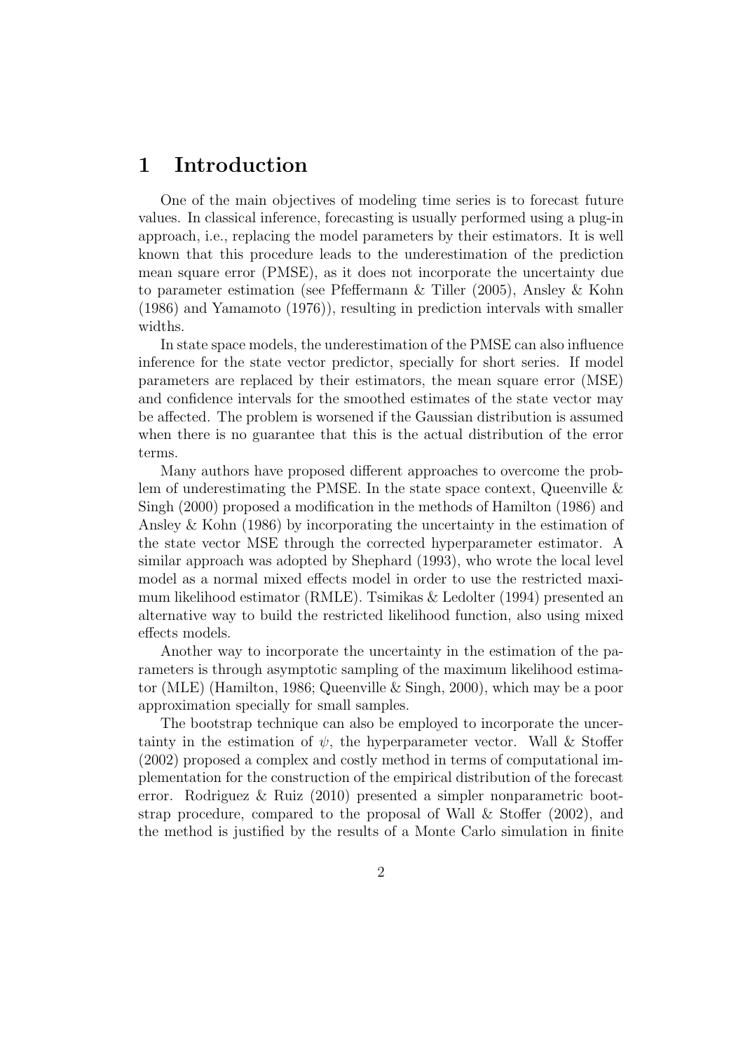## 1 Introduction

One of the main objectives of modeling time series is to forecast future values. In classical inference, forecasting is usually performed using a plug-in approach, i.e., replacing the model parameters by their estimators. It is well known that this procedure leads to the underestimation of the prediction mean square error (PMSE), as it does not incorporate the uncertainty due to parameter estimation (see Pfeffermann & Tiller (2005), Ansley & Kohn (1986) and Yamamoto (1976)), resulting in prediction intervals with smaller widths.

In state space models, the underestimation of the PMSE can also influence inference for the state vector predictor, specially for short series. If model parameters are replaced by their estimators, the mean square error (MSE) and confidence intervals for the smoothed estimates of the state vector may be affected. The problem is worsened if the Gaussian distribution is assumed when there is no guarantee that this is the actual distribution of the error terms.

Many authors have proposed different approaches to overcome the problem of underestimating the PMSE. In the state space context, Queenville & Singh (2000) proposed a modification in the methods of Hamilton (1986) and Ansley & Kohn (1986) by incorporating the uncertainty in the estimation of the state vector MSE through the corrected hyperparameter estimator. A similar approach was adopted by Shephard (1993), who wrote the local level model as a normal mixed effects model in order to use the restricted maximum likelihood estimator (RMLE). Tsimikas & Ledolter (1994) presented an alternative way to build the restricted likelihood function, also using mixed effects models.

Another way to incorporate the uncertainty in the estimation of the parameters is through asymptotic sampling of the maximum likelihood estimator (MLE) (Hamilton, 1986; Queenville & Singh, 2000), which may be a poor approximation specially for small samples.

The bootstrap technique can also be employed to incorporate the uncertainty in the estimation of $\psi$, the hyperparameter vector. Wall & Stoffer (2002) proposed a complex and costly method in terms of computational implementation for the construction of the empirical distribution of the forecast error. Rodriguez & Ruiz (2010) presented a simpler nonparametric bootstrap procedure, compared to the proposal of Wall & Stoffer (2002), and the method is justified by the results of a Monte Carlo simulation in finite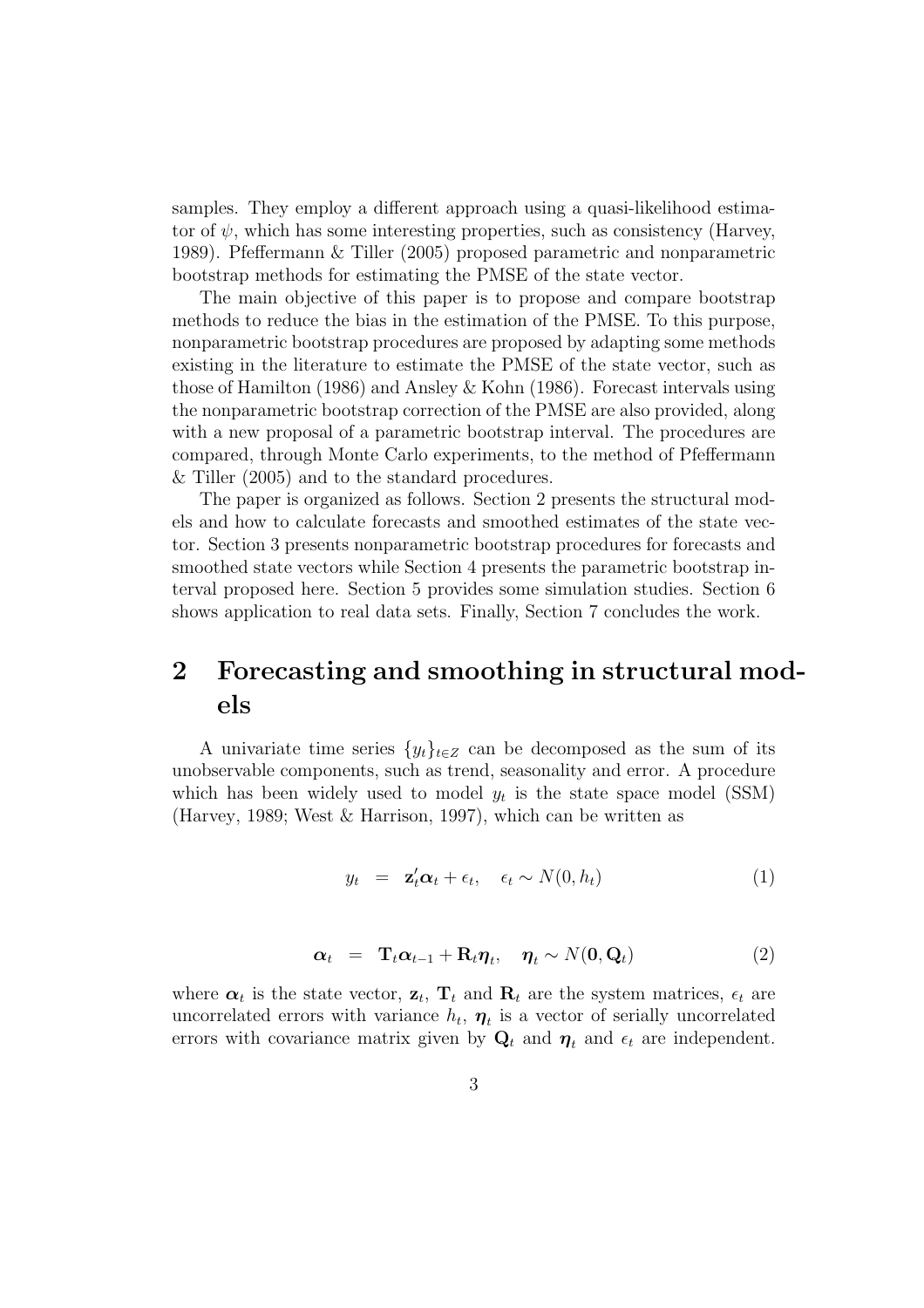samples. They employ a different approach using a quasi-likelihood estimator of $\psi$, which has some interesting properties, such as consistency (Harvey, 1989). Pfeffermann & Tiller (2005) proposed parametric and nonparametric bootstrap methods for estimating the PMSE of the state vector.

The main objective of this paper is to propose and compare bootstrap methods to reduce the bias in the estimation of the PMSE. To this purpose, nonparametric bootstrap procedures are proposed by adapting some methods existing in the literature to estimate the PMSE of the state vector, such as those of Hamilton (1986) and Ansley & Kohn (1986). Forecast intervals using the nonparametric bootstrap correction of the PMSE are also provided, along with a new proposal of a parametric bootstrap interval. The procedures are compared, through Monte Carlo experiments, to the method of Pfeffermann & Tiller (2005) and to the standard procedures.

The paper is organized as follows. Section 2 presents the structural models and how to calculate forecasts and smoothed estimates of the state vector. Section 3 presents nonparametric bootstrap procedures for forecasts and smoothed state vectors while Section 4 presents the parametric bootstrap interval proposed here. Section 5 provides some simulation studies. Section 6 shows application to real data sets. Finally, Section 7 concludes the work.

## 2 Forecasting and smoothing in structural models

A univariate time series $\{y_t\}_{t \in Z}$ can be decomposed as the sum of its unobservable components, such as trend, seasonality and error. A procedure which has been widely used to model $y_t$ is the state space model (SSM) (Harvey, 1989; West & Harrison, 1997), which can be written as

$$y_t = \mathbf{z}_t' \boldsymbol{\alpha}_t + \epsilon_t, \quad \epsilon_t \sim N(0, h_t) \tag{1}$$

$$\boldsymbol{\alpha}_t = \mathbf{T}_t \boldsymbol{\alpha}_{t-1} + \mathbf{R}_t \boldsymbol{\eta}_t, \quad \boldsymbol{\eta}_t \sim N(\mathbf{0}, \mathbf{Q}_t) \tag{2}$$

where $\boldsymbol{\alpha}_t$ is the state vector, $\mathbf{z}_t$, $\mathbf{T}_t$ and $\mathbf{R}_t$ are the system matrices, $\epsilon_t$ are uncorrelated errors with variance $h_t$, $\boldsymbol{\eta}_t$ is a vector of serially uncorrelated errors with covariance matrix given by $\mathbf{Q}_t$ and $\boldsymbol{\eta}_t$ and $\epsilon_t$ are independent.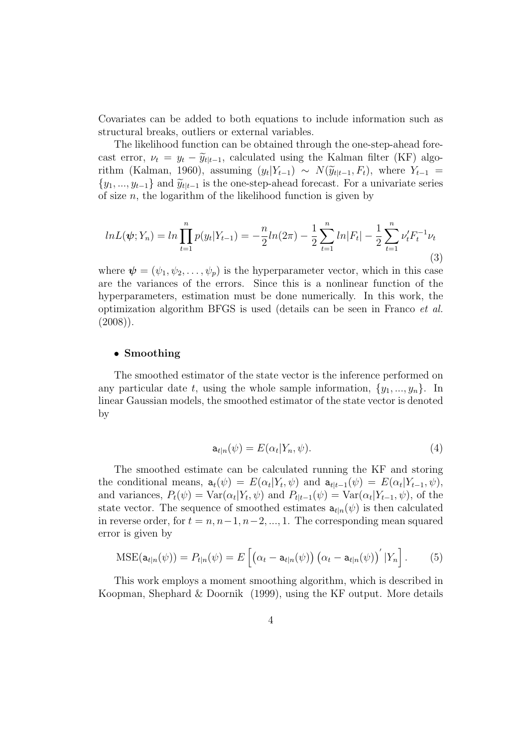Covariates can be added to both equations to include information such as structural breaks, outliers or external variables.

The likelihood function can be obtained through the one-step-ahead forecast error, $\nu_t = y_t - \widetilde{y}_{t|t-1}$, calculated using the Kalman filter (KF) algorithm (Kalman, 1960), assuming $(y_t|Y_{t-1}) \sim N(\widetilde{y}_{t|t-1}, F_t)$, where $Y_{t-1} = \{y_1, ..., y_{t-1}\}$ and $\widetilde{y}_{t|t-1}$ is the one-step-ahead forecast. For a univariate series of size $n$, the logarithm of the likelihood function is given by

$$lnL(\boldsymbol{\psi}; Y_n) = ln \prod_{t=1}^{n} p(y_t|Y_{t-1}) = -\frac{n}{2} ln(2\pi) - \frac{1}{2} \sum_{t=1}^{n} ln|F_t| - \frac{1}{2} \sum_{t=1}^{n} \nu_t' F_t^{-1} \nu_t \tag{3}$$

where $\boldsymbol{\psi} = (\psi_1, \psi_2, \ldots, \psi_p)$ is the hyperparameter vector, which in this case are the variances of the errors. Since this is a nonlinear function of the hyperparameters, estimation must be done numerically. In this work, the optimization algorithm BFGS is used (details can be seen in Franco *et al.* (2008)).

- **Smoothing**

The smoothed estimator of the state vector is the inference performed on any particular date $t$, using the whole sample information, $\{y_1, ..., y_n\}$. In linear Gaussian models, the smoothed estimator of the state vector is denoted by

$$\mathsf{a}_{t|n}(\psi) = E(\alpha_t|Y_n, \psi). \tag{4}$$

The smoothed estimate can be calculated running the KF and storing the conditional means, $\mathsf{a}_t(\psi) = E(\alpha_t|Y_t, \psi)$ and $\mathsf{a}_{t|t-1}(\psi) = E(\alpha_t|Y_{t-1}, \psi)$, and variances, $P_t(\psi) = \text{Var}(\alpha_t|Y_t, \psi)$ and $P_{t|t-1}(\psi) = \text{Var}(\alpha_t|Y_{t-1}, \psi)$, of the state vector. The sequence of smoothed estimates $\mathsf{a}_{t|n}(\psi)$ is then calculated in reverse order, for $t = n, n-1, n-2, ..., 1$. The corresponding mean squared error is given by

$$\text{MSE}(\mathsf{a}_{t|n}(\psi)) = P_{t|n}(\psi) = E\left[\left(\alpha_t - \mathsf{a}_{t|n}(\psi)\right)\left(\alpha_t - \mathsf{a}_{t|n}(\psi)\right)' |Y_n\right]. \tag{5}$$

This work employs a moment smoothing algorithm, which is described in Koopman, Shephard & Doornik (1999), using the KF output. More details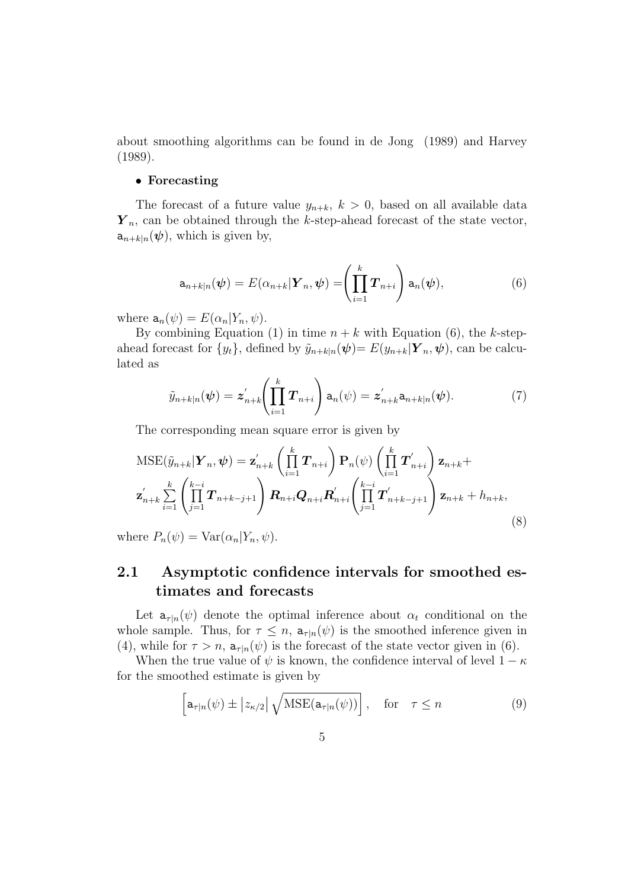about smoothing algorithms can be found in de Jong (1989) and Harvey (1989).

- **Forecasting**

The forecast of a future value $y_{n+k}$, $k > 0$, based on all available data $\boldsymbol{Y}_n$, can be obtained through the $k$-step-ahead forecast of the state vector, $\mathsf{a}_{n+k|n}(\boldsymbol{\psi})$, which is given by,

$$
\mathsf{a}_{n+k|n}(\boldsymbol{\psi}) = E(\alpha_{n+k}|\boldsymbol{Y}_n, \boldsymbol{\psi}) = \left(\prod_{i=1}^{k} \boldsymbol{T}_{n+i}\right) \mathsf{a}_n(\boldsymbol{\psi}), \tag{6}
$$

where $\mathsf{a}_n(\psi) = E(\alpha_n|Y_n, \psi)$.

By combining Equation (1) in time $n+k$ with Equation (6), the $k$-step-ahead forecast for $\{y_t\}$, defined by $\tilde{y}_{n+k|n}(\boldsymbol{\psi}) = E(y_{n+k}|\boldsymbol{Y}_n, \boldsymbol{\psi})$, can be calculated as

$$
\tilde{y}_{n+k|n}(\boldsymbol{\psi}) = \boldsymbol{z}^{'}_{n+k}\left(\prod_{i=1}^{k} \boldsymbol{T}_{n+i}\right) \mathsf{a}_n(\psi) = \boldsymbol{z}^{'}_{n+k}\mathsf{a}_{n+k|n}(\boldsymbol{\psi}). \tag{7}
$$

The corresponding mean square error is given by

$$
\begin{aligned}
&\mathrm{MSE}(\tilde{y}_{n+k}|\boldsymbol{Y}_n, \boldsymbol{\psi}) = \mathbf{z}^{'}_{n+k}\left(\prod_{i=1}^{k} \boldsymbol{T}_{n+i}\right) \mathbf{P}_n(\psi) \left(\prod_{i=1}^{k} \boldsymbol{T}^{'}_{n+i}\right) \mathbf{z}_{n+k} + \\
&\mathbf{z}^{'}_{n+k} \sum_{i=1}^{k} \left(\prod_{j=1}^{k-i} \boldsymbol{T}_{n+k-j+1}\right) \boldsymbol{R}_{n+i}\boldsymbol{Q}_{n+i}\boldsymbol{R}^{'}_{n+i}\left(\prod_{j=1}^{k-i} \boldsymbol{T}^{'}_{n+k-j+1}\right) \mathbf{z}_{n+k} + h_{n+k},
\end{aligned} \tag{8}
$$

where $P_n(\psi) = \mathrm{Var}(\alpha_n|Y_n, \psi)$.

## 2.1 Asymptotic confidence intervals for smoothed estimates and forecasts

Let $\mathsf{a}_{\tau|n}(\psi)$ denote the optimal inference about $\alpha_t$ conditional on the whole sample. Thus, for $\tau \leq n$, $\mathsf{a}_{\tau|n}(\psi)$ is the smoothed inference given in (4), while for $\tau > n$, $\mathsf{a}_{\tau|n}(\psi)$ is the forecast of the state vector given in (6).

When the true value of $\psi$ is known, the confidence interval of level $1-\kappa$ for the smoothed estimate is given by

$$
\left[\mathsf{a}_{\tau|n}(\psi) \pm \left|z_{\kappa/2}\right| \sqrt{\mathrm{MSE}(\mathsf{a}_{\tau|n}(\psi))}\right], \quad \text{for} \quad \tau \leq n \tag{9}
$$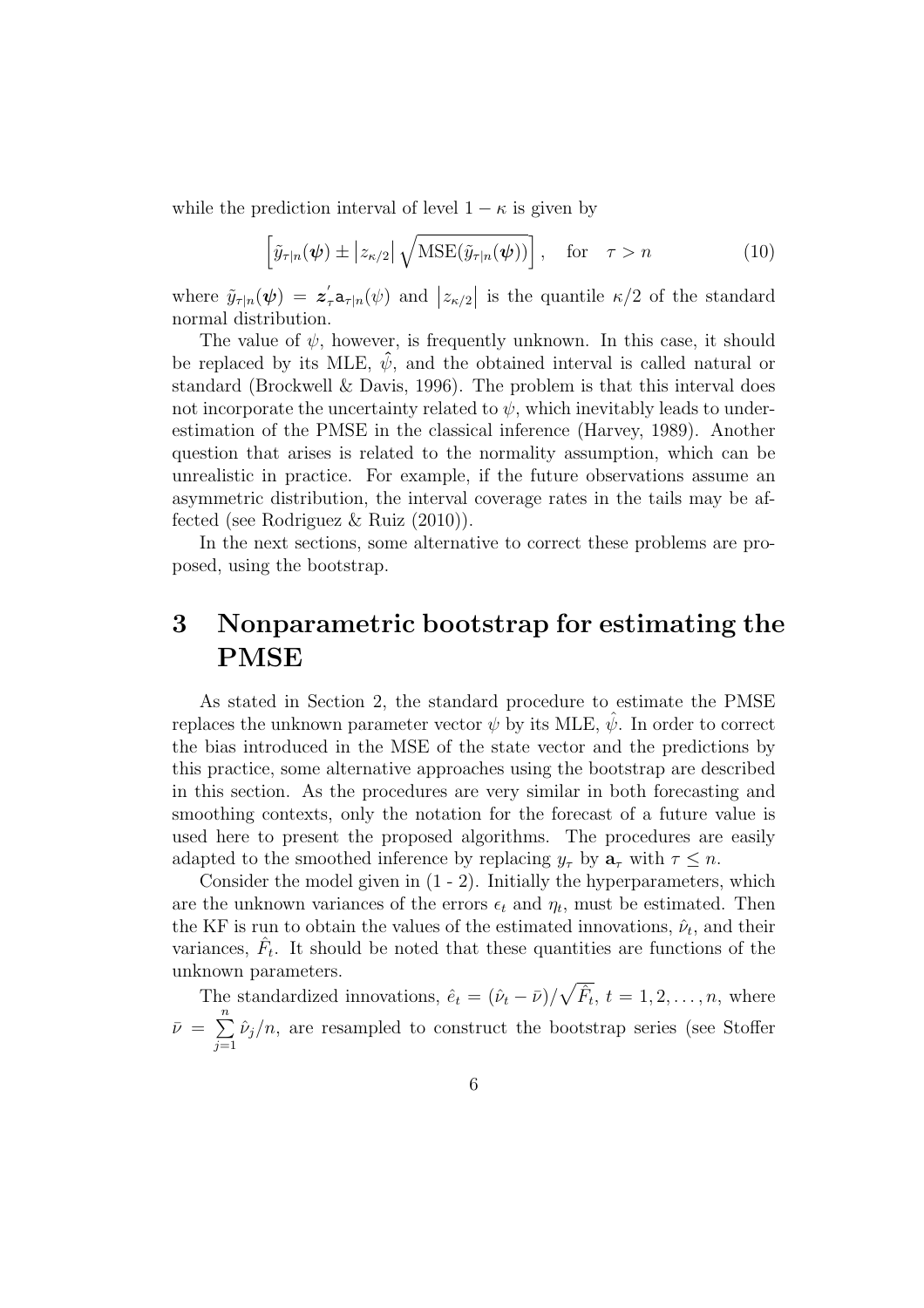while the prediction interval of level $1-\kappa$ is given by

$$\left[\tilde{y}_{\tau|n}(\boldsymbol{\psi}) \pm \left|z_{\kappa/2}\right| \sqrt{\mathrm{MSE}(\tilde{y}_{\tau|n}(\boldsymbol{\psi}))}\right], \quad \text{for} \quad \tau > n \tag{10}$$

where $\tilde{y}_{\tau|n}(\boldsymbol{\psi}) = \boldsymbol{z}_{\tau}^{'}\mathsf{a}_{\tau|n}(\psi)$ and $\left|z_{\kappa/2}\right|$ is the quantile $\kappa/2$ of the standard normal distribution.

The value of $\psi$, however, is frequently unknown. In this case, it should be replaced by its MLE, $\hat{\psi}$, and the obtained interval is called natural or standard (Brockwell & Davis, 1996). The problem is that this interval does not incorporate the uncertainty related to $\psi$, which inevitably leads to underestimation of the PMSE in the classical inference (Harvey, 1989). Another question that arises is related to the normality assumption, which can be unrealistic in practice. For example, if the future observations assume an asymmetric distribution, the interval coverage rates in the tails may be affected (see Rodriguez & Ruiz (2010)).

In the next sections, some alternative to correct these problems are proposed, using the bootstrap.

# 3 Nonparametric bootstrap for estimating the PMSE

As stated in Section 2, the standard procedure to estimate the PMSE replaces the unknown parameter vector $\psi$ by its MLE, $\hat{\psi}$. In order to correct the bias introduced in the MSE of the state vector and the predictions by this practice, some alternative approaches using the bootstrap are described in this section. As the procedures are very similar in both forecasting and smoothing contexts, only the notation for the forecast of a future value is used here to present the proposed algorithms. The procedures are easily adapted to the smoothed inference by replacing $y_\tau$ by $\mathbf{a}_\tau$ with $\tau \leq n$.

Consider the model given in (1 - 2). Initially the hyperparameters, which are the unknown variances of the errors $\epsilon_t$ and $\eta_t$, must be estimated. Then the KF is run to obtain the values of the estimated innovations, $\hat{\nu}_t$, and their variances, $\hat{F}_t$. It should be noted that these quantities are functions of the unknown parameters.

The standardized innovations, $\hat{e}_t = (\hat{\nu}_t - \bar{\nu})/\sqrt{\hat{F}_t}$, $t = 1, 2, \ldots, n$, where $\bar{\nu} = \sum_{j=1}^{n} \hat{\nu}_j/n$, are resampled to construct the bootstrap series (see Stoffer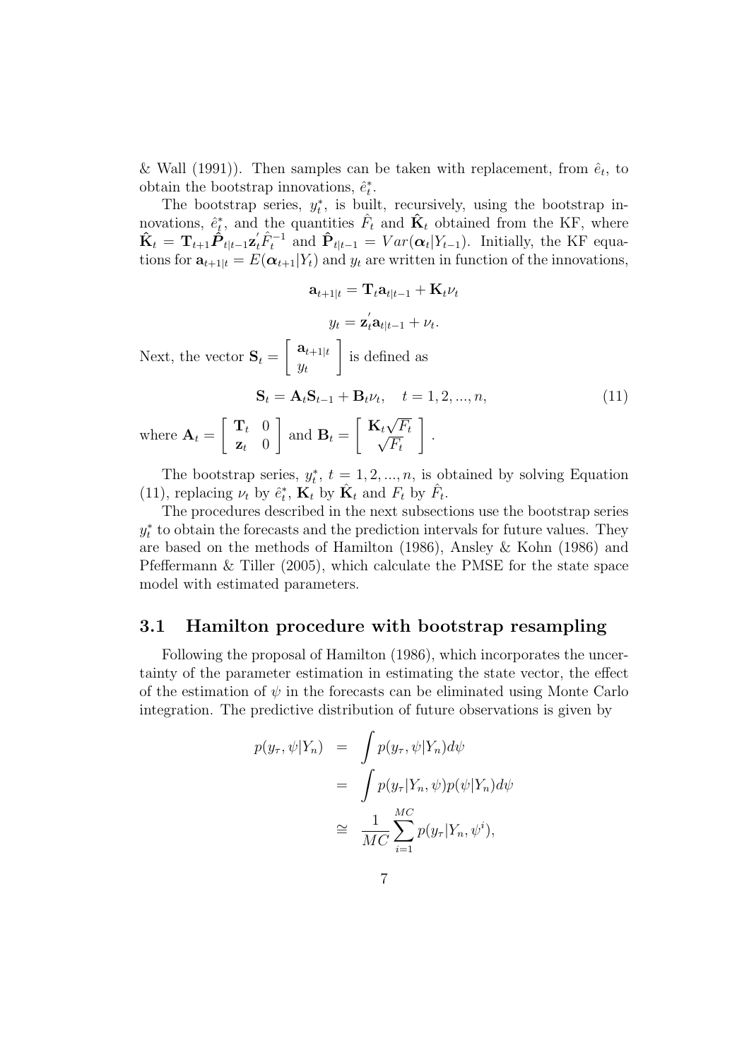& Wall (1991)). Then samples can be taken with replacement, from $\hat{e}_t$, to obtain the bootstrap innovations, $\hat{e}_t^*$.

The bootstrap series, $y_t^*$, is built, recursively, using the bootstrap innovations, $\hat{e}_t^*$, and the quantities $\hat{F}_t$ and $\hat{\mathbf{K}}_t$ obtained from the KF, where $\hat{\mathbf{K}}_t = \mathbf{T}_{t+1}\hat{\boldsymbol{P}}_{t|t-1}\mathbf{z}_t^{'}\hat{F}_t^{-1}$ and $\hat{\mathbf{P}}_{t|t-1} = Var(\boldsymbol{\alpha}_t|Y_{t-1})$. Initially, the KF equations for $\mathbf{a}_{t+1|t} = E(\boldsymbol{\alpha}_{t+1}|Y_t)$ and $y_t$ are written in function of the innovations,

$$\mathbf{a}_{t+1|t} = \mathbf{T}_t\mathbf{a}_{t|t-1} + \mathbf{K}_t\nu_t$$

$$y_t = \mathbf{z}_t^{'}\mathbf{a}_{t|t-1} + \nu_t.$$

Next, the vector $\mathbf{S}_t = \begin{bmatrix} \mathbf{a}_{t+1|t} \\ y_t \end{bmatrix}$ is defined as

$$\mathbf{S}_t = \mathbf{A}_t\mathbf{S}_{t-1} + \mathbf{B}_t\nu_t, \quad t = 1, 2, ..., n, \tag{11}$$

where $\mathbf{A}_t = \begin{bmatrix} \mathbf{T}_t & 0 \\ \mathbf{z}_t & 0 \end{bmatrix}$ and $\mathbf{B}_t = \begin{bmatrix} \mathbf{K}_t\sqrt{F_t} \\ \sqrt{F_t} \end{bmatrix}$.

The bootstrap series, $y_t^*$, $t = 1, 2, ..., n$, is obtained by solving Equation (11), replacing $\nu_t$ by $\hat{e}_t^*$, $\mathbf{K}_t$ by $\hat{\mathbf{K}}_t$ and $F_t$ by $\hat{F}_t$.

The procedures described in the next subsections use the bootstrap series $y_t^*$ to obtain the forecasts and the prediction intervals for future values. They are based on the methods of Hamilton (1986), Ansley & Kohn (1986) and Pfeffermann & Tiller (2005), which calculate the PMSE for the state space model with estimated parameters.

### 3.1 Hamilton procedure with bootstrap resampling

Following the proposal of Hamilton (1986), which incorporates the uncertainty of the parameter estimation in estimating the state vector, the effect of the estimation of $\psi$ in the forecasts can be eliminated using Monte Carlo integration. The predictive distribution of future observations is given by

$$\begin{aligned}
p(y_\tau, \psi|Y_n) &= \int p(y_\tau, \psi|Y_n)d\psi \\
&= \int p(y_\tau|Y_n, \psi)p(\psi|Y_n)d\psi \\
&\cong \frac{1}{MC}\sum_{i=1}^{MC} p(y_\tau|Y_n, \psi^i),
\end{aligned}$$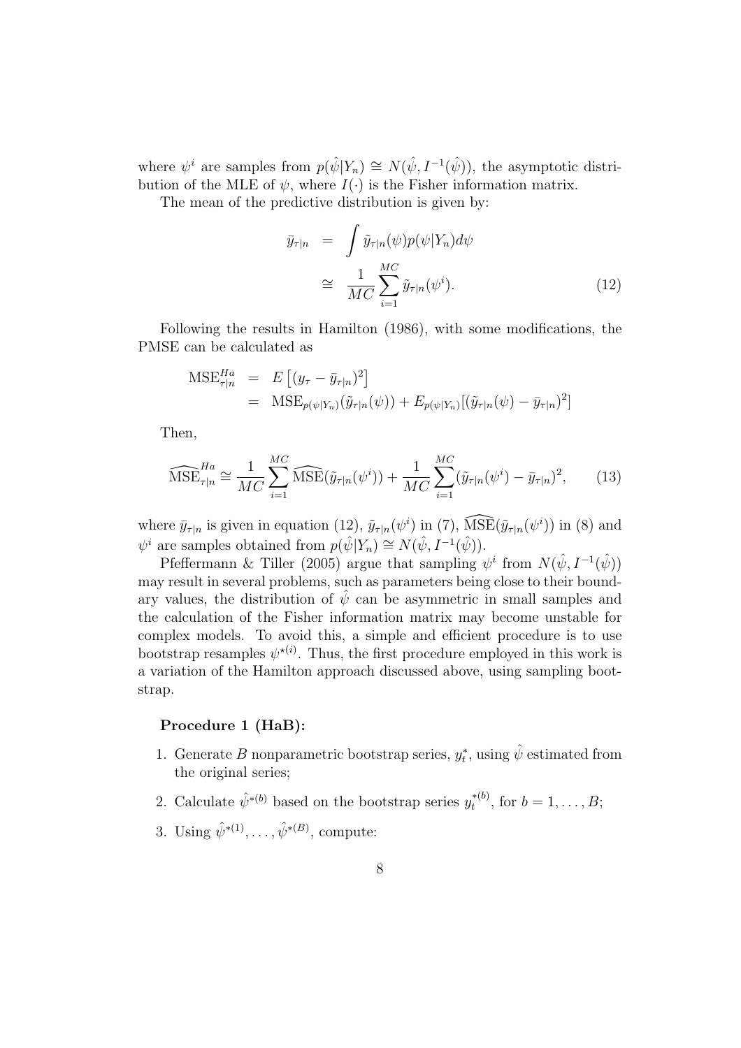where $\psi^i$ are samples from $p(\hat{\psi}|Y_n) \cong N(\hat{\psi}, I^{-1}(\hat{\psi}))$, the asymptotic distribution of the MLE of $\psi$, where $I(\cdot)$ is the Fisher information matrix.

The mean of the predictive distribution is given by:

$$
\begin{aligned}
\bar{y}_{\tau|n} &= \int \tilde{y}_{\tau|n}(\psi) p(\psi|Y_n) d\psi \\
&\cong \frac{1}{MC} \sum_{i=1}^{MC} \tilde{y}_{\tau|n}(\psi^i). \qquad (12)
\end{aligned}
$$

Following the results in Hamilton (1986), with some modifications, the PMSE can be calculated as

$$
\begin{aligned}
\mathrm{MSE}^{Ha}_{\tau|n} &= E\left[(y_\tau - \bar{y}_{\tau|n})^2\right] \\
&= \mathrm{MSE}_{p(\psi|Y_n)}(\tilde{y}_{\tau|n}(\psi)) + E_{p(\psi|Y_n)}[(\tilde{y}_{\tau|n}(\psi) - \bar{y}_{\tau|n})^2]
\end{aligned}
$$

Then,

$$
\widehat{\mathrm{MSE}}^{Ha}_{\tau|n} \cong \frac{1}{MC} \sum_{i=1}^{MC} \widehat{\mathrm{MSE}}(\tilde{y}_{\tau|n}(\psi^i)) + \frac{1}{MC} \sum_{i=1}^{MC} (\tilde{y}_{\tau|n}(\psi^i) - \bar{y}_{\tau|n})^2, \qquad (13)
$$

where $\bar{y}_{\tau|n}$ is given in equation (12), $\tilde{y}_{\tau|n}(\psi^i)$ in (7), $\widehat{\mathrm{MSE}}(\tilde{y}_{\tau|n}(\psi^i))$ in (8) and $\psi^i$ are samples obtained from $p(\hat{\psi}|Y_n) \cong N(\hat{\psi}, I^{-1}(\hat{\psi}))$.

Pfeffermann & Tiller (2005) argue that sampling $\psi^i$ from $N(\hat{\psi}, I^{-1}(\hat{\psi}))$ may result in several problems, such as parameters being close to their boundary values, the distribution of $\hat{\psi}$ can be asymmetric in small samples and the calculation of the Fisher information matrix may become unstable for complex models. To avoid this, a simple and efficient procedure is to use bootstrap resamples $\psi^{\star(i)}$. Thus, the first procedure employed in this work is a variation of the Hamilton approach discussed above, using sampling bootstrap.

**Procedure 1 (HaB):**

1. Generate $B$ nonparametric bootstrap series, $y_t^*$, using $\hat{\psi}$ estimated from the original series;
2. Calculate $\hat{\psi}^{*(b)}$ based on the bootstrap series $y_t^{*(b)}$, for $b = 1, \ldots, B$;
3. Using $\hat{\psi}^{*(1)}, \ldots, \hat{\psi}^{*(B)}$, compute: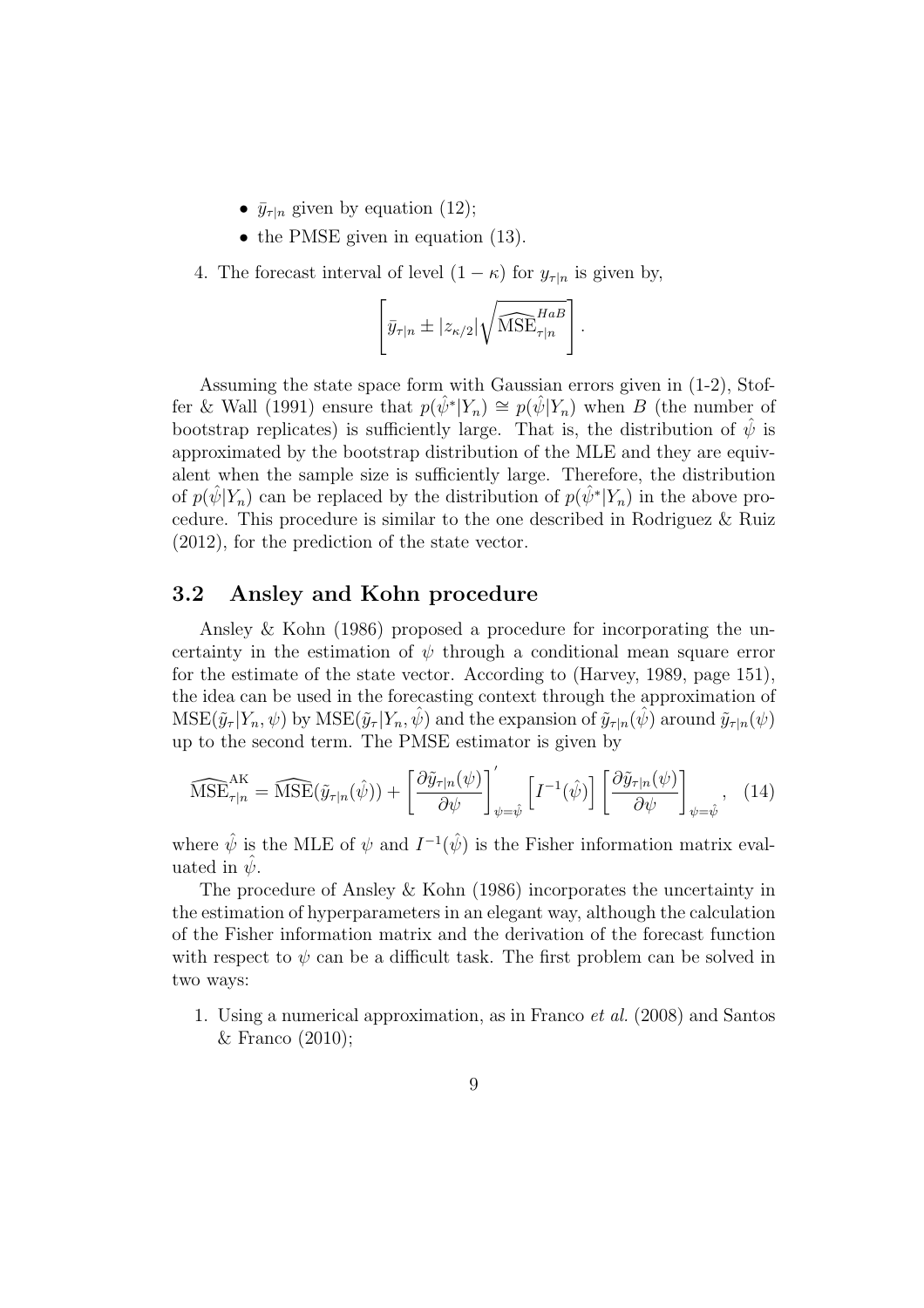- $\bar{y}_{\tau|n}$ given by equation (12);
- the PMSE given in equation (13).

4. The forecast interval of level $(1-\kappa)$ for $y_{\tau|n}$ is given by,

$$\left[ \bar{y}_{\tau|n} \pm |z_{\kappa/2}| \sqrt{\widehat{\text{MSE}}_{\tau|n}^{HaB}} \right].$$

Assuming the state space form with Gaussian errors given in (1-2), Stoffer & Wall (1991) ensure that $p(\hat{\psi}^*|Y_n) \cong p(\hat{\psi}|Y_n)$ when $B$ (the number of bootstrap replicates) is sufficiently large. That is, the distribution of $\hat{\psi}$ is approximated by the bootstrap distribution of the MLE and they are equivalent when the sample size is sufficiently large. Therefore, the distribution of $p(\hat{\psi}|Y_n)$ can be replaced by the distribution of $p(\hat{\psi}^*|Y_n)$ in the above procedure. This procedure is similar to the one described in Rodriguez & Ruiz (2012), for the prediction of the state vector.

### 3.2 Ansley and Kohn procedure

Ansley & Kohn (1986) proposed a procedure for incorporating the uncertainty in the estimation of $\psi$ through a conditional mean square error for the estimate of the state vector. According to (Harvey, 1989, page 151), the idea can be used in the forecasting context through the approximation of $\text{MSE}(\tilde{y}_\tau|Y_n, \psi)$ by $\text{MSE}(\tilde{y}_\tau|Y_n, \hat{\psi})$ and the expansion of $\tilde{y}_{\tau|n}(\hat{\psi})$ around $\tilde{y}_{\tau|n}(\psi)$ up to the second term. The PMSE estimator is given by

$$\widehat{\text{MSE}}_{\tau|n}^{\text{AK}} = \widehat{\text{MSE}}(\tilde{y}_{\tau|n}(\hat{\psi})) + \left[ \frac{\partial \tilde{y}_{\tau|n}(\psi)}{\partial \psi} \right]_{\psi=\hat{\psi}}^{\prime} \left[ I^{-1}(\hat{\psi}) \right] \left[ \frac{\partial \tilde{y}_{\tau|n}(\psi)}{\partial \psi} \right]_{\psi=\hat{\psi}}, \quad (14)$$

where $\hat{\psi}$ is the MLE of $\psi$ and $I^{-1}(\hat{\psi})$ is the Fisher information matrix evaluated in $\hat{\psi}$.

The procedure of Ansley & Kohn (1986) incorporates the uncertainty in the estimation of hyperparameters in an elegant way, although the calculation of the Fisher information matrix and the derivation of the forecast function with respect to $\psi$ can be a difficult task. The first problem can be solved in two ways:

1. Using a numerical approximation, as in Franco *et al.* (2008) and Santos & Franco (2010);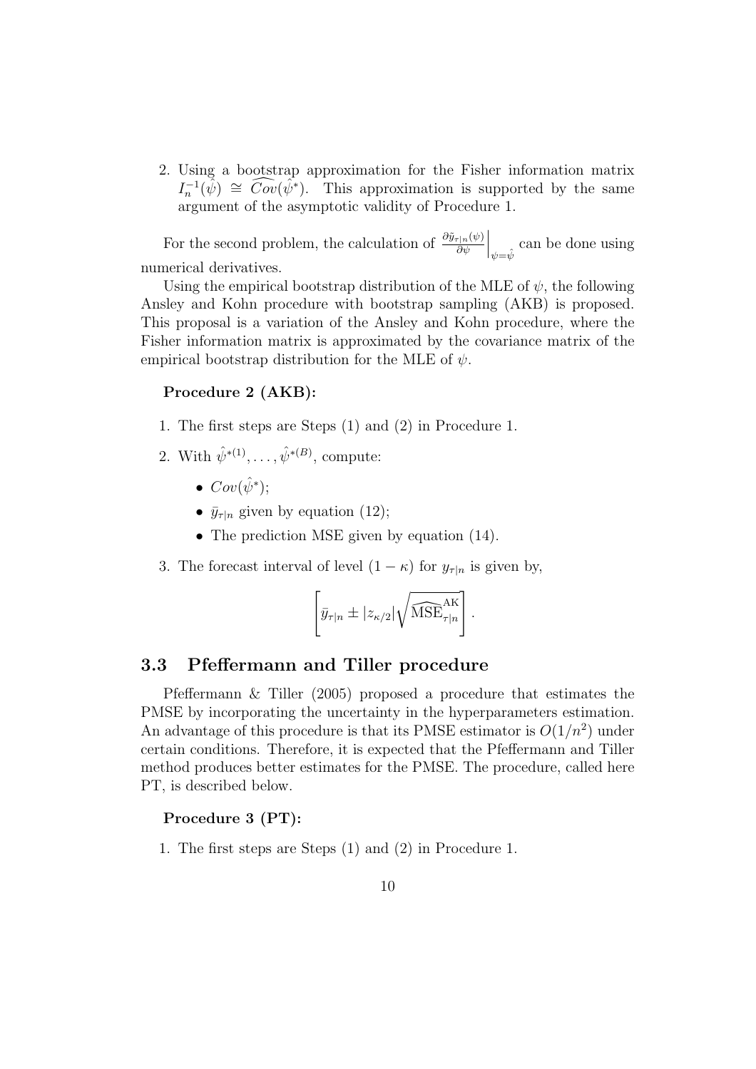2. Using a bootstrap approximation for the Fisher information matrix $I_n^{-1}(\hat{\psi}) \cong \widehat{Cov}(\hat{\psi}^*)$. This approximation is supported by the same argument of the asymptotic validity of Procedure 1.

For the second problem, the calculation of $\left.\frac{\partial \tilde{y}_{\tau|n}(\psi)}{\partial \psi}\right|_{\psi=\hat{\psi}}$ can be done using numerical derivatives.

Using the empirical bootstrap distribution of the MLE of $\psi$, the following Ansley and Kohn procedure with bootstrap sampling (AKB) is proposed. This proposal is a variation of the Ansley and Kohn procedure, where the Fisher information matrix is approximated by the covariance matrix of the empirical bootstrap distribution for the MLE of $\psi$.

**Procedure 2 (AKB):**

1. The first steps are Steps (1) and (2) in Procedure 1.
2. With $\hat{\psi}^{*(1)}, \ldots, \hat{\psi}^{*(B)}$, compute:
   - $Cov(\hat{\psi}^*)$;
   - $\bar{y}_{\tau|n}$ given by equation (12);
   - The prediction MSE given by equation (14).
3. The forecast interval of level $(1-\kappa)$ for $y_{\tau|n}$ is given by,

$$\left[\bar{y}_{\tau|n} \pm |z_{\kappa/2}| \sqrt{\widehat{\text{MSE}}_{\tau|n}^{\text{AK}}}\right].$$

## 3.3 Pfeffermann and Tiller procedure

Pfeffermann & Tiller (2005) proposed a procedure that estimates the PMSE by incorporating the uncertainty in the hyperparameters estimation. An advantage of this procedure is that its PMSE estimator is $O(1/n^2)$ under certain conditions. Therefore, it is expected that the Pfeffermann and Tiller method produces better estimates for the PMSE. The procedure, called here PT, is described below.

**Procedure 3 (PT):**

1. The first steps are Steps (1) and (2) in Procedure 1.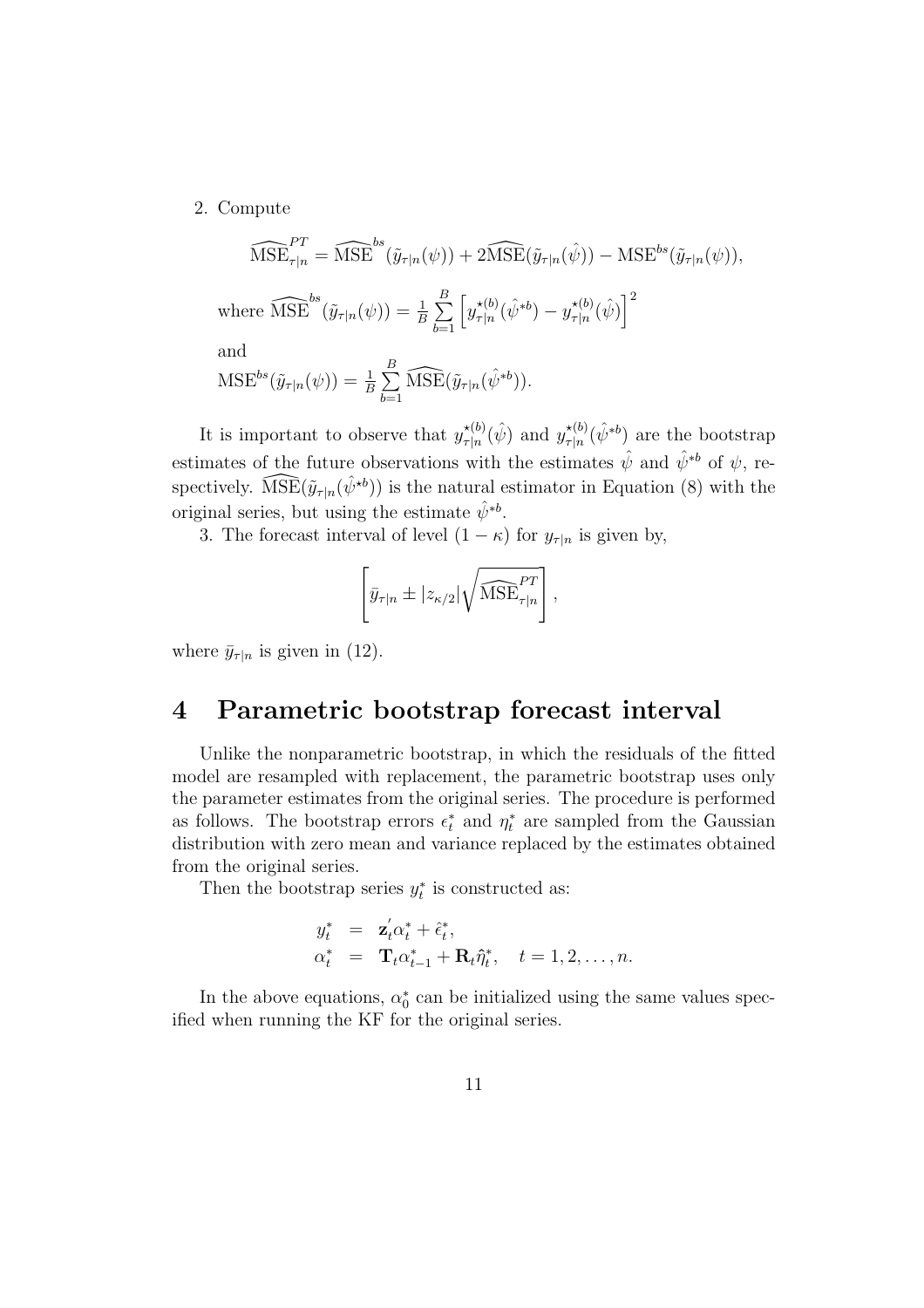2. Compute

$$\widehat{\text{MSE}}^{PT}_{\tau|n} = \widehat{\text{MSE}}^{bs}(\tilde{y}_{\tau|n}(\psi)) + 2\widehat{\text{MSE}}(\tilde{y}_{\tau|n}(\hat{\psi})) - \text{MSE}^{bs}(\tilde{y}_{\tau|n}(\psi)),$$

where $\widehat{\text{MSE}}^{bs}(\tilde{y}_{\tau|n}(\psi)) = \frac{1}{B}\sum_{b=1}^{B}\left[y^{\star(b)}_{\tau|n}(\hat{\psi}^{*b}) - y^{\star(b)}_{\tau|n}(\hat{\psi})\right]^2$

and

$\text{MSE}^{bs}(\tilde{y}_{\tau|n}(\psi)) = \frac{1}{B}\sum_{b=1}^{B}\widehat{\text{MSE}}(\tilde{y}_{\tau|n}(\hat{\psi}^{*b}))$.

It is important to observe that $y^{\star(b)}_{\tau|n}(\hat{\psi})$ and $y^{\star(b)}_{\tau|n}(\hat{\psi}^{*b})$ are the bootstrap estimates of the future observations with the estimates $\hat{\psi}$ and $\hat{\psi}^{*b}$ of $\psi$, respectively. $\widehat{\text{MSE}}(\tilde{y}_{\tau|n}(\hat{\psi}^{\star b}))$ is the natural estimator in Equation (8) with the original series, but using the estimate $\hat{\psi}^{*b}$.

3. The forecast interval of level $(1-\kappa)$ for $y_{\tau|n}$ is given by,

$$\left[\bar{y}_{\tau|n} \pm |z_{\kappa/2}|\sqrt{\widehat{\text{MSE}}^{PT}_{\tau|n}}\right],$$

where $\bar{y}_{\tau|n}$ is given in (12).

# 4 Parametric bootstrap forecast interval

Unlike the nonparametric bootstrap, in which the residuals of the fitted model are resampled with replacement, the parametric bootstrap uses only the parameter estimates from the original series. The procedure is performed as follows. The bootstrap errors $\epsilon^*_t$ and $\eta^*_t$ are sampled from the Gaussian distribution with zero mean and variance replaced by the estimates obtained from the original series.

Then the bootstrap series $y^*_t$ is constructed as:

$$\begin{aligned} y^*_t &= \mathbf{z}^{'}_t\alpha^*_t + \hat{\epsilon}^*_t, \\ \alpha^*_t &= \mathbf{T}_t\alpha^*_{t-1} + \mathbf{R}_t\hat{\eta}^*_t, \quad t = 1, 2, \ldots, n. \end{aligned}$$

In the above equations, $\alpha^*_0$ can be initialized using the same values specified when running the KF for the original series.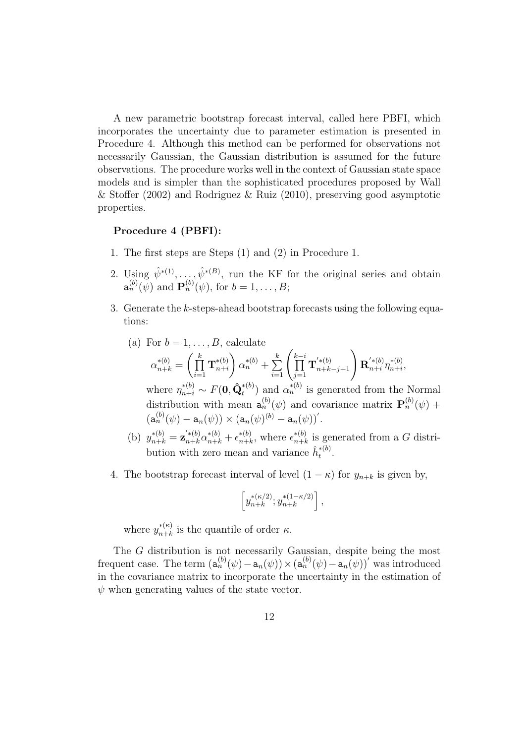A new parametric bootstrap forecast interval, called here PBFI, which incorporates the uncertainty due to parameter estimation is presented in Procedure 4. Although this method can be performed for observations not necessarily Gaussian, the Gaussian distribution is assumed for the future observations. The procedure works well in the context of Gaussian state space models and is simpler than the sophisticated procedures proposed by Wall & Stoffer (2002) and Rodriguez & Ruiz (2010), preserving good asymptotic properties.

**Procedure 4 (PBFI):**

1. The first steps are Steps (1) and (2) in Procedure 1.
2. Using $\hat{\psi}^{*(1)}, \ldots, \hat{\psi}^{*(B)}$, run the KF for the original series and obtain $\mathsf{a}_n^{(b)}(\psi)$ and $\mathbf{P}_n^{(b)}(\psi)$, for $b = 1, \ldots, B$;
3. Generate the $k$-steps-ahead bootstrap forecasts using the following equations:
   (a) For $b = 1, \ldots, B$, calculate
   $\alpha_{n+k}^{*(b)} = \left( \prod_{i=1}^{k} \mathbf{T}_{n+i}^{*(b)} \right) \alpha_n^{*(b)} + \sum_{i=1}^{k} \left( \prod_{j=1}^{k-i} \mathbf{T}_{n+k-j+1}^{\prime *(b)} \right) \mathbf{R}_{n+i}^{\prime *(b)} \eta_{n+i}^{*(b)},$
   where $\eta_{n+i}^{*(b)} \sim F(\mathbf{0}, \hat{\mathbf{Q}}_t^{*(b)})$ and $\alpha_n^{*(b)}$ is generated from the Normal distribution with mean $\mathsf{a}_n^{(b)}(\psi)$ and covariance matrix $\mathbf{P}_n^{(b)}(\psi) + (\mathsf{a}_n^{(b)}(\psi) - \mathsf{a}_n(\psi)) \times (\mathsf{a}_n(\psi)^{(b)} - \mathsf{a}_n(\psi))'$.
   (b) $y_{n+k}^{*(b)} = \mathbf{z}_{n+k}^{\prime *(b)} \alpha_{n+k}^{*(b)} + \epsilon_{n+k}^{*(b)}$, where $\epsilon_{n+k}^{*(b)}$ is generated from a $G$ distribution with zero mean and variance $\hat{h}_t^{*(b)}$.
4. The bootstrap forecast interval of level $(1 - \kappa)$ for $y_{n+k}$ is given by,

   $$\left[ y_{n+k}^{*(\kappa/2)}; y_{n+k}^{*(1-\kappa/2)} \right],$$

   where $y_{n+k}^{*(\kappa)}$ is the quantile of order $\kappa$.

The $G$ distribution is not necessarily Gaussian, despite being the most frequent case. The term $(\mathsf{a}_n^{(b)}(\psi) - \mathsf{a}_n(\psi)) \times (\mathsf{a}_n^{(b)}(\psi) - \mathsf{a}_n(\psi))'$ was introduced in the covariance matrix to incorporate the uncertainty in the estimation of $\psi$ when generating values of the state vector.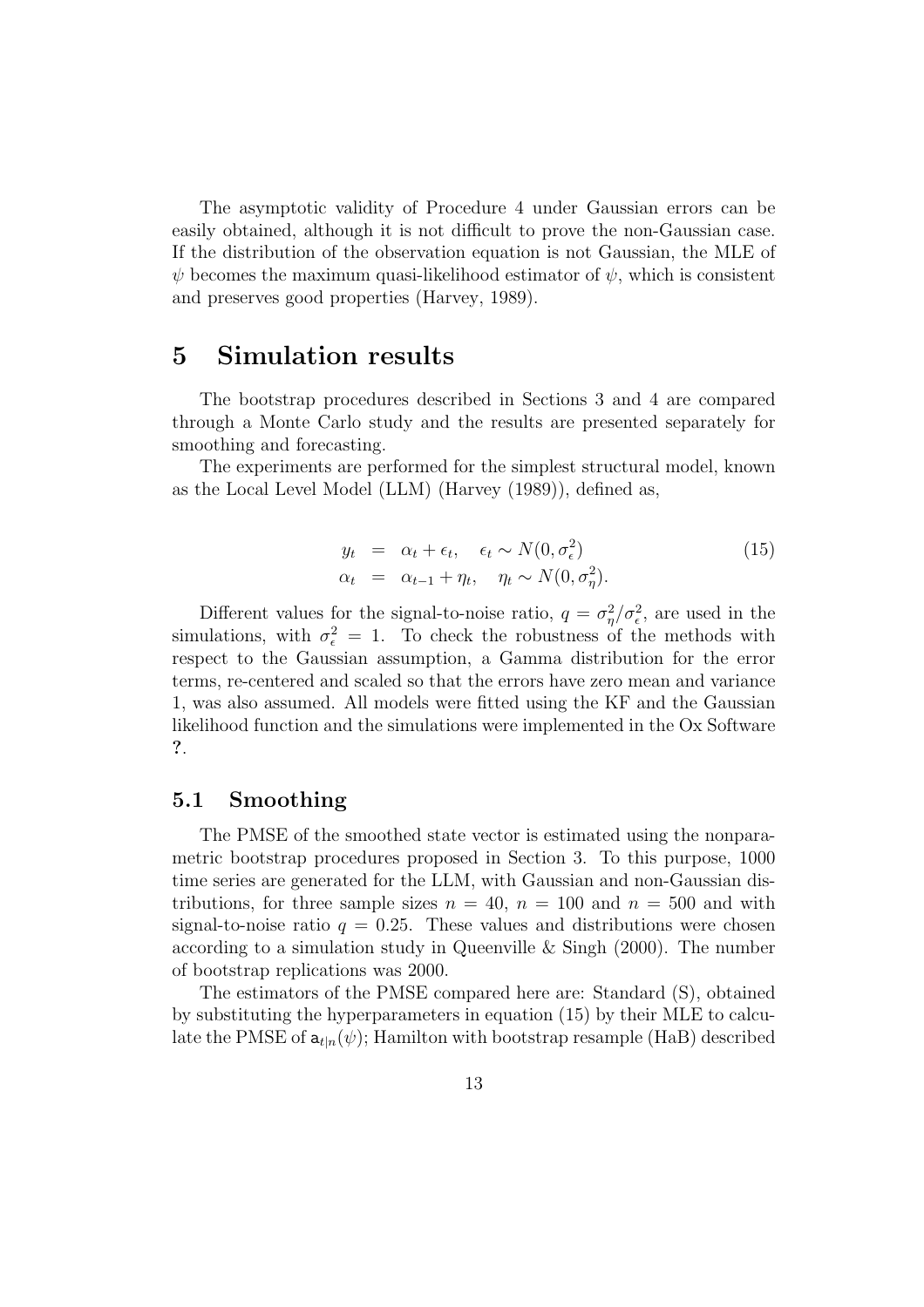The asymptotic validity of Procedure 4 under Gaussian errors can be easily obtained, although it is not difficult to prove the non-Gaussian case. If the distribution of the observation equation is not Gaussian, the MLE of $\psi$ becomes the maximum quasi-likelihood estimator of $\psi$, which is consistent and preserves good properties (Harvey, 1989).

# 5 Simulation results

The bootstrap procedures described in Sections 3 and 4 are compared through a Monte Carlo study and the results are presented separately for smoothing and forecasting.

The experiments are performed for the simplest structural model, known as the Local Level Model (LLM) (Harvey (1989)), defined as,

$$
\begin{aligned}
y_t &= \alpha_t + \epsilon_t, \quad \epsilon_t \sim N(0, \sigma_\epsilon^2) \\
\alpha_t &= \alpha_{t-1} + \eta_t, \quad \eta_t \sim N(0, \sigma_\eta^2).
\end{aligned}
\tag{15}
$$

Different values for the signal-to-noise ratio, $q = \sigma_\eta^2/\sigma_\epsilon^2$, are used in the simulations, with $\sigma_\epsilon^2 = 1$. To check the robustness of the methods with respect to the Gaussian assumption, a Gamma distribution for the error terms, re-centered and scaled so that the errors have zero mean and variance 1, was also assumed. All models were fitted using the KF and the Gaussian likelihood function and the simulations were implemented in the Ox Software ?.

## 5.1 Smoothing

The PMSE of the smoothed state vector is estimated using the nonparametric bootstrap procedures proposed in Section 3. To this purpose, 1000 time series are generated for the LLM, with Gaussian and non-Gaussian distributions, for three sample sizes $n = 40$, $n = 100$ and $n = 500$ and with signal-to-noise ratio $q = 0.25$. These values and distributions were chosen according to a simulation study in Queenville & Singh (2000). The number of bootstrap replications was 2000.

The estimators of the PMSE compared here are: Standard (S), obtained by substituting the hyperparameters in equation (15) by their MLE to calculate the PMSE of $\mathsf{a}_{t|n}(\psi)$; Hamilton with bootstrap resample (HaB) described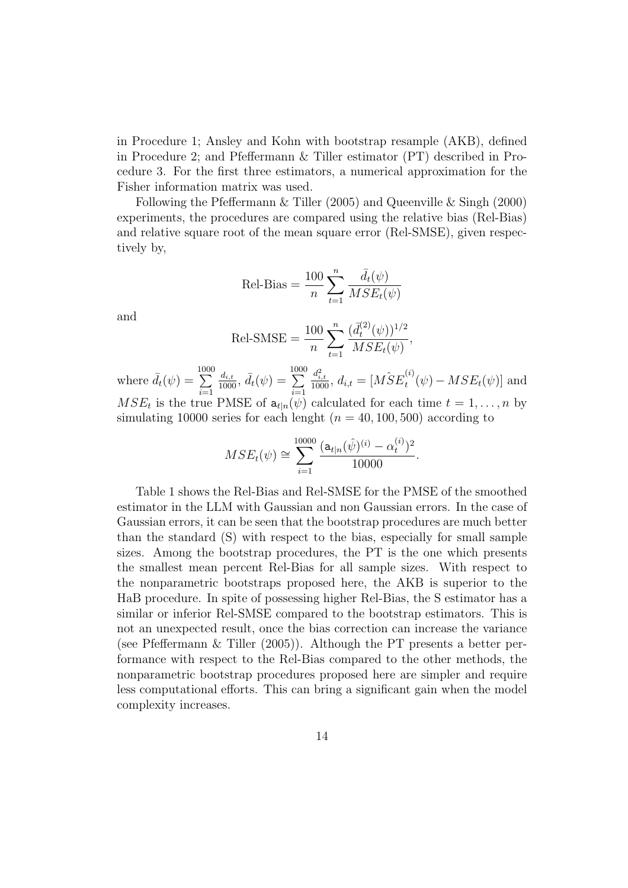in Procedure 1; Ansley and Kohn with bootstrap resample (AKB), defined in Procedure 2; and Pfeffermann & Tiller estimator (PT) described in Procedure 3. For the first three estimators, a numerical approximation for the Fisher information matrix was used.

Following the Pfeffermann & Tiller (2005) and Queenville & Singh (2000) experiments, the procedures are compared using the relative bias (Rel-Bias) and relative square root of the mean square error (Rel-SMSE), given respectively by,

$$\text{Rel-Bias} = \frac{100}{n} \sum_{t=1}^{n} \frac{\bar{d}_t(\psi)}{MSE_t(\psi)}$$

and

$$\text{Rel-SMSE} = \frac{100}{n} \sum_{t=1}^{n} \frac{(\bar{d}_t^{(2)}(\psi))^{1/2}}{MSE_t(\psi)},$$

where $\bar{d}_t(\psi) = \sum_{i=1}^{1000} \frac{d_{i,t}}{1000}$, $\bar{d}_t(\psi) = \sum_{i=1}^{1000} \frac{d_{i,t}^2}{1000}$, $d_{i,t} = [M\hat{S}E_t^{(i)}(\psi) - MSE_t(\psi)]$ and $MSE_t$ is the true PMSE of $\mathtt{a}_{t|n}(\psi)$ calculated for each time $t = 1, \ldots, n$ by simulating 10000 series for each lenght ($n = 40, 100, 500$) according to

$$MSE_t(\psi) \cong \sum_{i=1}^{10000} \frac{(\mathtt{a}_{t|n}(\hat{\psi})^{(i)} - \alpha_t^{(i)})^2}{10000}.$$

Table 1 shows the Rel-Bias and Rel-SMSE for the PMSE of the smoothed estimator in the LLM with Gaussian and non Gaussian errors. In the case of Gaussian errors, it can be seen that the bootstrap procedures are much better than the standard (S) with respect to the bias, especially for small sample sizes. Among the bootstrap procedures, the PT is the one which presents the smallest mean percent Rel-Bias for all sample sizes. With respect to the nonparametric bootstraps proposed here, the AKB is superior to the HaB procedure. In spite of possessing higher Rel-Bias, the S estimator has a similar or inferior Rel-SMSE compared to the bootstrap estimators. This is not an unexpected result, once the bias correction can increase the variance (see Pfeffermann & Tiller (2005)). Although the PT presents a better performance with respect to the Rel-Bias compared to the other methods, the nonparametric bootstrap procedures proposed here are simpler and require less computational efforts. This can bring a significant gain when the model complexity increases.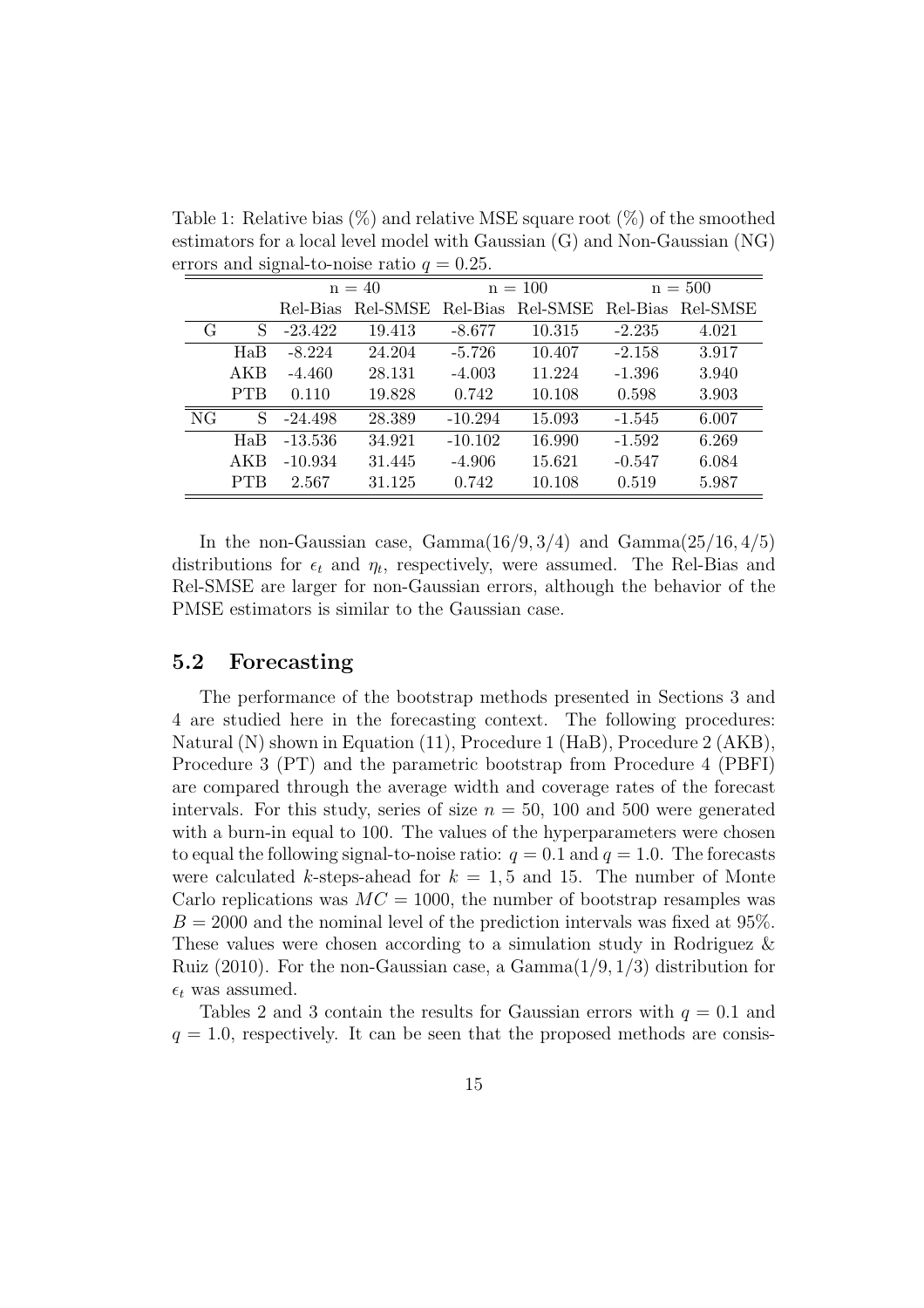Table 1: Relative bias (%) and relative MSE square root (%) of the smoothed estimators for a local level model with Gaussian (G) and Non-Gaussian (NG) errors and signal-to-noise ratio $q = 0.25$.

| | | n = 40 | | n = 100 | | n = 500 | |
|---|---|---|---|---|---|---|---|
| | | Rel-Bias | Rel-SMSE | Rel-Bias | Rel-SMSE | Rel-Bias | Rel-SMSE |
| G | S | -23.422 | 19.413 | -8.677 | 10.315 | -2.235 | 4.021 |
| | HaB | -8.224 | 24.204 | -5.726 | 10.407 | -2.158 | 3.917 |
| | AKB | -4.460 | 28.131 | -4.003 | 11.224 | -1.396 | 3.940 |
| | PTB | 0.110 | 19.828 | 0.742 | 10.108 | 0.598 | 3.903 |
| NG | S | -24.498 | 28.389 | -10.294 | 15.093 | -1.545 | 6.007 |
| | HaB | -13.536 | 34.921 | -10.102 | 16.990 | -1.592 | 6.269 |
| | AKB | -10.934 | 31.445 | -4.906 | 15.621 | -0.547 | 6.084 |
| | PTB | 2.567 | 31.125 | 0.742 | 10.108 | 0.519 | 5.987 |

In the non-Gaussian case, Gamma$(16/9, 3/4)$ and Gamma$(25/16, 4/5)$ distributions for $\epsilon_t$ and $\eta_t$, respectively, were assumed. The Rel-Bias and Rel-SMSE are larger for non-Gaussian errors, although the behavior of the PMSE estimators is similar to the Gaussian case.

## 5.2 Forecasting

The performance of the bootstrap methods presented in Sections 3 and 4 are studied here in the forecasting context. The following procedures: Natural (N) shown in Equation (11), Procedure 1 (HaB), Procedure 2 (AKB), Procedure 3 (PT) and the parametric bootstrap from Procedure 4 (PBFI) are compared through the average width and coverage rates of the forecast intervals. For this study, series of size $n = 50$, 100 and 500 were generated with a burn-in equal to 100. The values of the hyperparameters were chosen to equal the following signal-to-noise ratio: $q = 0.1$ and $q = 1.0$. The forecasts were calculated $k$-steps-ahead for $k = 1, 5$ and 15. The number of Monte Carlo replications was $MC = 1000$, the number of bootstrap resamples was $B = 2000$ and the nominal level of the prediction intervals was fixed at 95%. These values were chosen according to a simulation study in Rodriguez & Ruiz (2010). For the non-Gaussian case, a Gamma$(1/9, 1/3)$ distribution for $\epsilon_t$ was assumed.

Tables 2 and 3 contain the results for Gaussian errors with $q = 0.1$ and $q = 1.0$, respectively. It can be seen that the proposed methods are consis-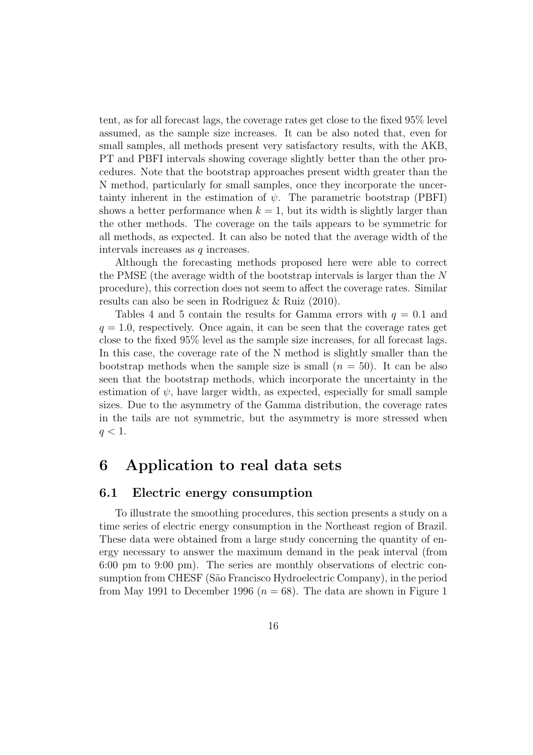tent, as for all forecast lags, the coverage rates get close to the fixed 95% level assumed, as the sample size increases. It can be also noted that, even for small samples, all methods present very satisfactory results, with the AKB, PT and PBFI intervals showing coverage slightly better than the other procedures. Note that the bootstrap approaches present width greater than the N method, particularly for small samples, once they incorporate the uncertainty inherent in the estimation of $\psi$. The parametric bootstrap (PBFI) shows a better performance when $k = 1$, but its width is slightly larger than the other methods. The coverage on the tails appears to be symmetric for all methods, as expected. It can also be noted that the average width of the intervals increases as $q$ increases.

Although the forecasting methods proposed here were able to correct the PMSE (the average width of the bootstrap intervals is larger than the $N$ procedure), this correction does not seem to affect the coverage rates. Similar results can also be seen in Rodriguez & Ruiz (2010).

Tables 4 and 5 contain the results for Gamma errors with $q = 0.1$ and $q = 1.0$, respectively. Once again, it can be seen that the coverage rates get close to the fixed 95% level as the sample size increases, for all forecast lags. In this case, the coverage rate of the N method is slightly smaller than the bootstrap methods when the sample size is small ($n = 50$). It can be also seen that the bootstrap methods, which incorporate the uncertainty in the estimation of $\psi$, have larger width, as expected, especially for small sample sizes. Due to the asymmetry of the Gamma distribution, the coverage rates in the tails are not symmetric, but the asymmetry is more stressed when $q < 1$.

# 6 Application to real data sets

## 6.1 Electric energy consumption

To illustrate the smoothing procedures, this section presents a study on a time series of electric energy consumption in the Northeast region of Brazil. These data were obtained from a large study concerning the quantity of energy necessary to answer the maximum demand in the peak interval (from 6:00 pm to 9:00 pm). The series are monthly observations of electric consumption from CHESF (São Francisco Hydroelectric Company), in the period from May 1991 to December 1996 ($n = 68$). The data are shown in Figure 1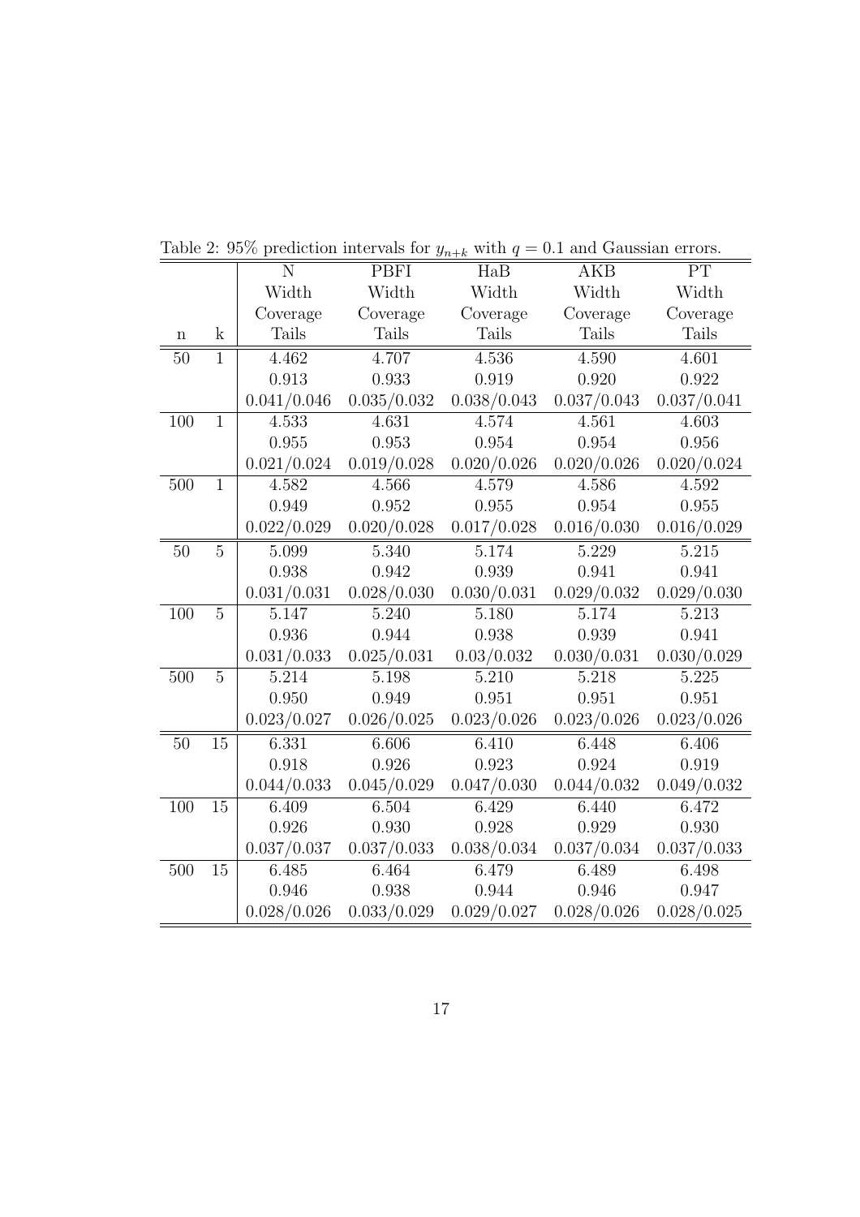Table 2: 95% prediction intervals for $y_{n+k}$ with $q = 0.1$ and Gaussian errors.

| | | N | PBFI | HaB | AKB | PT |
|---|---|---|---|---|---|---|
| | | Width | Width | Width | Width | Width |
| | | Coverage | Coverage | Coverage | Coverage | Coverage |
| n | k | Tails | Tails | Tails | Tails | Tails |
| 50 | 1 | 4.462 | 4.707 | 4.536 | 4.590 | 4.601 |
| | | 0.913 | 0.933 | 0.919 | 0.920 | 0.922 |
| | | 0.041/0.046 | 0.035/0.032 | 0.038/0.043 | 0.037/0.043 | 0.037/0.041 |
| 100 | 1 | 4.533 | 4.631 | 4.574 | 4.561 | 4.603 |
| | | 0.955 | 0.953 | 0.954 | 0.954 | 0.956 |
| | | 0.021/0.024 | 0.019/0.028 | 0.020/0.026 | 0.020/0.026 | 0.020/0.024 |
| 500 | 1 | 4.582 | 4.566 | 4.579 | 4.586 | 4.592 |
| | | 0.949 | 0.952 | 0.955 | 0.954 | 0.955 |
| | | 0.022/0.029 | 0.020/0.028 | 0.017/0.028 | 0.016/0.030 | 0.016/0.029 |
| 50 | 5 | 5.099 | 5.340 | 5.174 | 5.229 | 5.215 |
| | | 0.938 | 0.942 | 0.939 | 0.941 | 0.941 |
| | | 0.031/0.031 | 0.028/0.030 | 0.030/0.031 | 0.029/0.032 | 0.029/0.030 |
| 100 | 5 | 5.147 | 5.240 | 5.180 | 5.174 | 5.213 |
| | | 0.936 | 0.944 | 0.938 | 0.939 | 0.941 |
| | | 0.031/0.033 | 0.025/0.031 | 0.03/0.032 | 0.030/0.031 | 0.030/0.029 |
| 500 | 5 | 5.214 | 5.198 | 5.210 | 5.218 | 5.225 |
| | | 0.950 | 0.949 | 0.951 | 0.951 | 0.951 |
| | | 0.023/0.027 | 0.026/0.025 | 0.023/0.026 | 0.023/0.026 | 0.023/0.026 |
| 50 | 15 | 6.331 | 6.606 | 6.410 | 6.448 | 6.406 |
| | | 0.918 | 0.926 | 0.923 | 0.924 | 0.919 |
| | | 0.044/0.033 | 0.045/0.029 | 0.047/0.030 | 0.044/0.032 | 0.049/0.032 |
| 100 | 15 | 6.409 | 6.504 | 6.429 | 6.440 | 6.472 |
| | | 0.926 | 0.930 | 0.928 | 0.929 | 0.930 |
| | | 0.037/0.037 | 0.037/0.033 | 0.038/0.034 | 0.037/0.034 | 0.037/0.033 |
| 500 | 15 | 6.485 | 6.464 | 6.479 | 6.489 | 6.498 |
| | | 0.946 | 0.938 | 0.944 | 0.946 | 0.947 |
| | | 0.028/0.026 | 0.033/0.029 | 0.029/0.027 | 0.028/0.026 | 0.028/0.025 |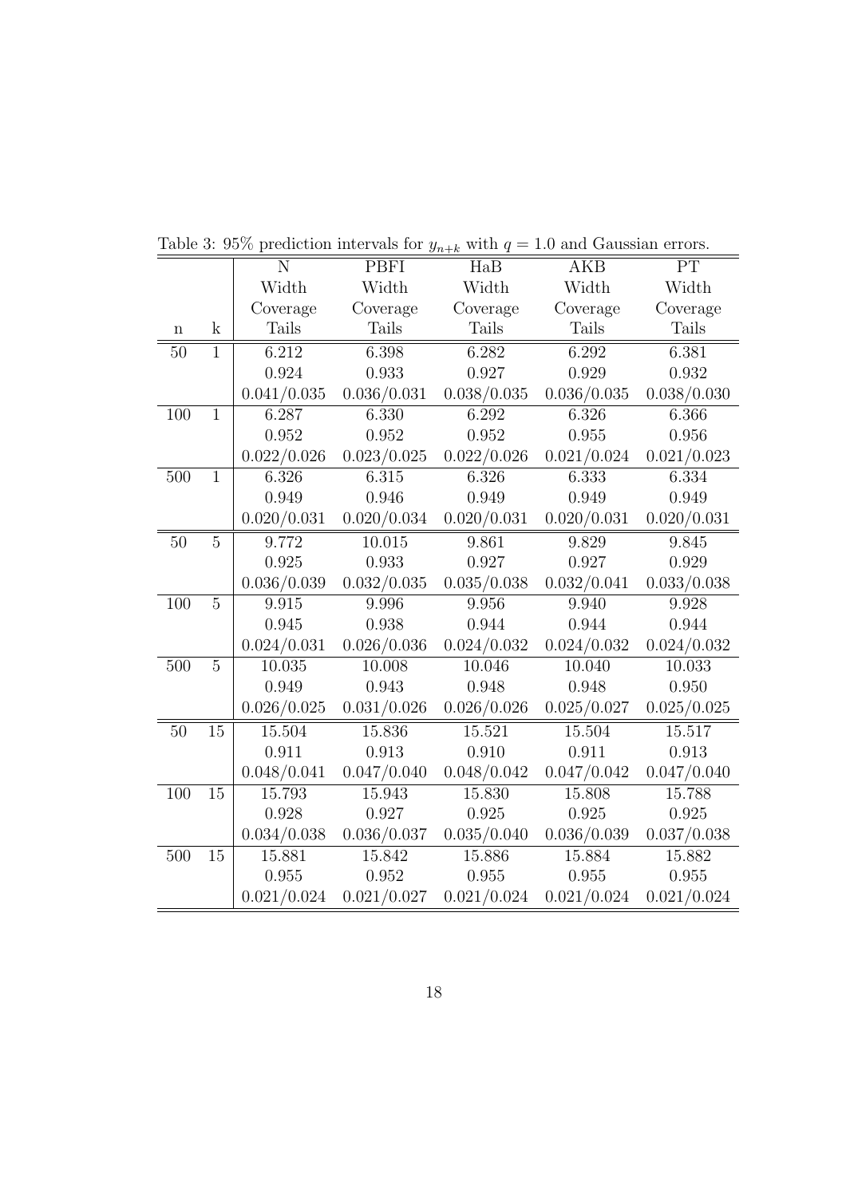Table 3: 95% prediction intervals for $y_{n+k}$ with $q = 1.0$ and Gaussian errors.

| | | N | PBFI | HaB | AKB | PT |
|---|---|---|---|---|---|---|
| | | Width | Width | Width | Width | Width |
| | | Coverage | Coverage | Coverage | Coverage | Coverage |
| n | k | Tails | Tails | Tails | Tails | Tails |
| 50 | 1 | 6.212 | 6.398 | 6.282 | 6.292 | 6.381 |
| | | 0.924 | 0.933 | 0.927 | 0.929 | 0.932 |
| | | 0.041/0.035 | 0.036/0.031 | 0.038/0.035 | 0.036/0.035 | 0.038/0.030 |
| 100 | 1 | 6.287 | 6.330 | 6.292 | 6.326 | 6.366 |
| | | 0.952 | 0.952 | 0.952 | 0.955 | 0.956 |
| | | 0.022/0.026 | 0.023/0.025 | 0.022/0.026 | 0.021/0.024 | 0.021/0.023 |
| 500 | 1 | 6.326 | 6.315 | 6.326 | 6.333 | 6.334 |
| | | 0.949 | 0.946 | 0.949 | 0.949 | 0.949 |
| | | 0.020/0.031 | 0.020/0.034 | 0.020/0.031 | 0.020/0.031 | 0.020/0.031 |
| 50 | 5 | 9.772 | 10.015 | 9.861 | 9.829 | 9.845 |
| | | 0.925 | 0.933 | 0.927 | 0.927 | 0.929 |
| | | 0.036/0.039 | 0.032/0.035 | 0.035/0.038 | 0.032/0.041 | 0.033/0.038 |
| 100 | 5 | 9.915 | 9.996 | 9.956 | 9.940 | 9.928 |
| | | 0.945 | 0.938 | 0.944 | 0.944 | 0.944 |
| | | 0.024/0.031 | 0.026/0.036 | 0.024/0.032 | 0.024/0.032 | 0.024/0.032 |
| 500 | 5 | 10.035 | 10.008 | 10.046 | 10.040 | 10.033 |
| | | 0.949 | 0.943 | 0.948 | 0.948 | 0.950 |
| | | 0.026/0.025 | 0.031/0.026 | 0.026/0.026 | 0.025/0.027 | 0.025/0.025 |
| 50 | 15 | 15.504 | 15.836 | 15.521 | 15.504 | 15.517 |
| | | 0.911 | 0.913 | 0.910 | 0.911 | 0.913 |
| | | 0.048/0.041 | 0.047/0.040 | 0.048/0.042 | 0.047/0.042 | 0.047/0.040 |
| 100 | 15 | 15.793 | 15.943 | 15.830 | 15.808 | 15.788 |
| | | 0.928 | 0.927 | 0.925 | 0.925 | 0.925 |
| | | 0.034/0.038 | 0.036/0.037 | 0.035/0.040 | 0.036/0.039 | 0.037/0.038 |
| 500 | 15 | 15.881 | 15.842 | 15.886 | 15.884 | 15.882 |
| | | 0.955 | 0.952 | 0.955 | 0.955 | 0.955 |
| | | 0.021/0.024 | 0.021/0.027 | 0.021/0.024 | 0.021/0.024 | 0.021/0.024 |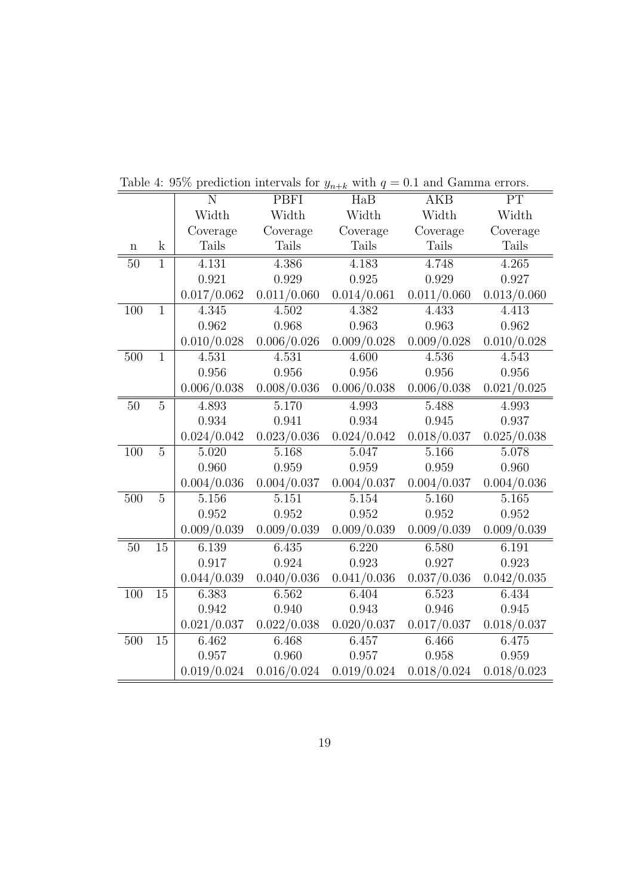Table 4: 95% prediction intervals for $y_{n+k}$ with $q = 0.1$ and Gamma errors.

| | | N | PBFI | HaB | AKB | PT |
|---|---|---|---|---|---|---|
| | | Width | Width | Width | Width | Width |
| | | Coverage | Coverage | Coverage | Coverage | Coverage |
| n | k | Tails | Tails | Tails | Tails | Tails |
| 50 | 1 | 4.131 | 4.386 | 4.183 | 4.748 | 4.265 |
| | | 0.921 | 0.929 | 0.925 | 0.929 | 0.927 |
| | | 0.017/0.062 | 0.011/0.060 | 0.014/0.061 | 0.011/0.060 | 0.013/0.060 |
| 100 | 1 | 4.345 | 4.502 | 4.382 | 4.433 | 4.413 |
| | | 0.962 | 0.968 | 0.963 | 0.963 | 0.962 |
| | | 0.010/0.028 | 0.006/0.026 | 0.009/0.028 | 0.009/0.028 | 0.010/0.028 |
| 500 | 1 | 4.531 | 4.531 | 4.600 | 4.536 | 4.543 |
| | | 0.956 | 0.956 | 0.956 | 0.956 | 0.956 |
| | | 0.006/0.038 | 0.008/0.036 | 0.006/0.038 | 0.006/0.038 | 0.021/0.025 |
| 50 | 5 | 4.893 | 5.170 | 4.993 | 5.488 | 4.993 |
| | | 0.934 | 0.941 | 0.934 | 0.945 | 0.937 |
| | | 0.024/0.042 | 0.023/0.036 | 0.024/0.042 | 0.018/0.037 | 0.025/0.038 |
| 100 | 5 | 5.020 | 5.168 | 5.047 | 5.166 | 5.078 |
| | | 0.960 | 0.959 | 0.959 | 0.959 | 0.960 |
| | | 0.004/0.036 | 0.004/0.037 | 0.004/0.037 | 0.004/0.037 | 0.004/0.036 |
| 500 | 5 | 5.156 | 5.151 | 5.154 | 5.160 | 5.165 |
| | | 0.952 | 0.952 | 0.952 | 0.952 | 0.952 |
| | | 0.009/0.039 | 0.009/0.039 | 0.009/0.039 | 0.009/0.039 | 0.009/0.039 |
| 50 | 15 | 6.139 | 6.435 | 6.220 | 6.580 | 6.191 |
| | | 0.917 | 0.924 | 0.923 | 0.927 | 0.923 |
| | | 0.044/0.039 | 0.040/0.036 | 0.041/0.036 | 0.037/0.036 | 0.042/0.035 |
| 100 | 15 | 6.383 | 6.562 | 6.404 | 6.523 | 6.434 |
| | | 0.942 | 0.940 | 0.943 | 0.946 | 0.945 |
| | | 0.021/0.037 | 0.022/0.038 | 0.020/0.037 | 0.017/0.037 | 0.018/0.037 |
| 500 | 15 | 6.462 | 6.468 | 6.457 | 6.466 | 6.475 |
| | | 0.957 | 0.960 | 0.957 | 0.958 | 0.959 |
| | | 0.019/0.024 | 0.016/0.024 | 0.019/0.024 | 0.018/0.024 | 0.018/0.023 |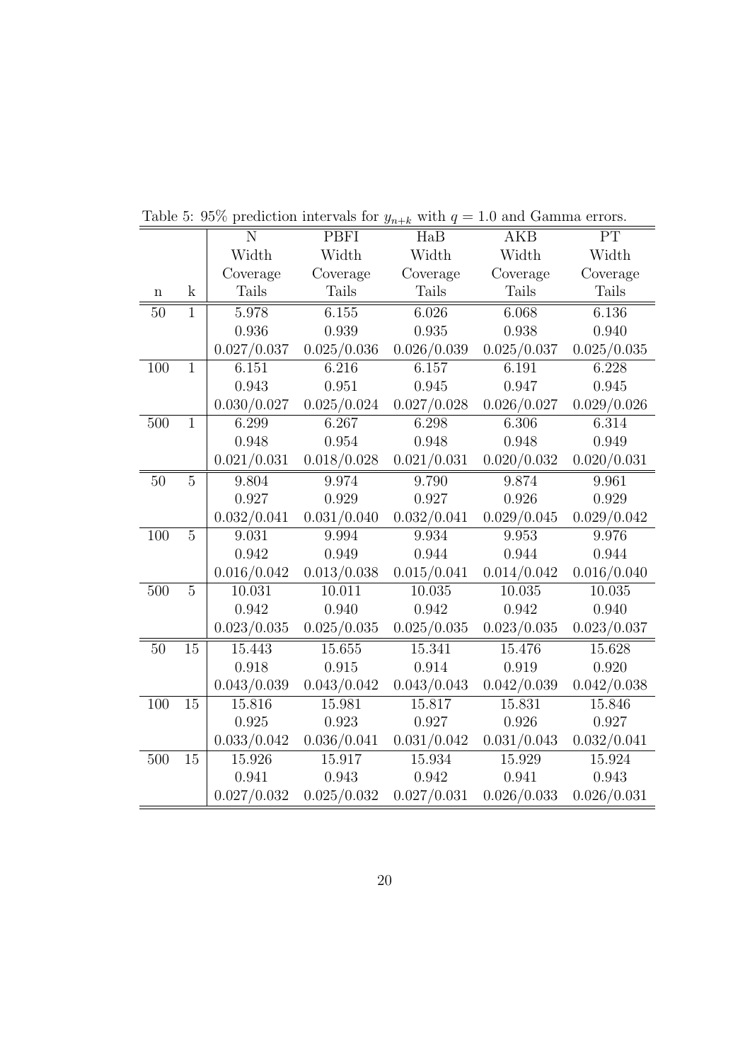Table 5: 95% prediction intervals for $y_{n+k}$ with $q = 1.0$ and Gamma errors.

| | | N | PBFI | HaB | AKB | PT |
|---|---|---|---|---|---|---|
| | | Width | Width | Width | Width | Width |
| | | Coverage | Coverage | Coverage | Coverage | Coverage |
| n | k | Tails | Tails | Tails | Tails | Tails |
| 50 | 1 | 5.978 | 6.155 | 6.026 | 6.068 | 6.136 |
| | | 0.936 | 0.939 | 0.935 | 0.938 | 0.940 |
| | | 0.027/0.037 | 0.025/0.036 | 0.026/0.039 | 0.025/0.037 | 0.025/0.035 |
| 100 | 1 | 6.151 | 6.216 | 6.157 | 6.191 | 6.228 |
| | | 0.943 | 0.951 | 0.945 | 0.947 | 0.945 |
| | | 0.030/0.027 | 0.025/0.024 | 0.027/0.028 | 0.026/0.027 | 0.029/0.026 |
| 500 | 1 | 6.299 | 6.267 | 6.298 | 6.306 | 6.314 |
| | | 0.948 | 0.954 | 0.948 | 0.948 | 0.949 |
| | | 0.021/0.031 | 0.018/0.028 | 0.021/0.031 | 0.020/0.032 | 0.020/0.031 |
| 50 | 5 | 9.804 | 9.974 | 9.790 | 9.874 | 9.961 |
| | | 0.927 | 0.929 | 0.927 | 0.926 | 0.929 |
| | | 0.032/0.041 | 0.031/0.040 | 0.032/0.041 | 0.029/0.045 | 0.029/0.042 |
| 100 | 5 | 9.031 | 9.994 | 9.934 | 9.953 | 9.976 |
| | | 0.942 | 0.949 | 0.944 | 0.944 | 0.944 |
| | | 0.016/0.042 | 0.013/0.038 | 0.015/0.041 | 0.014/0.042 | 0.016/0.040 |
| 500 | 5 | 10.031 | 10.011 | 10.035 | 10.035 | 10.035 |
| | | 0.942 | 0.940 | 0.942 | 0.942 | 0.940 |
| | | 0.023/0.035 | 0.025/0.035 | 0.025/0.035 | 0.023/0.035 | 0.023/0.037 |
| 50 | 15 | 15.443 | 15.655 | 15.341 | 15.476 | 15.628 |
| | | 0.918 | 0.915 | 0.914 | 0.919 | 0.920 |
| | | 0.043/0.039 | 0.043/0.042 | 0.043/0.043 | 0.042/0.039 | 0.042/0.038 |
| 100 | 15 | 15.816 | 15.981 | 15.817 | 15.831 | 15.846 |
| | | 0.925 | 0.923 | 0.927 | 0.926 | 0.927 |
| | | 0.033/0.042 | 0.036/0.041 | 0.031/0.042 | 0.031/0.043 | 0.032/0.041 |
| 500 | 15 | 15.926 | 15.917 | 15.934 | 15.929 | 15.924 |
| | | 0.941 | 0.943 | 0.942 | 0.941 | 0.943 |
| | | 0.027/0.032 | 0.025/0.032 | 0.027/0.031 | 0.026/0.033 | 0.026/0.031 |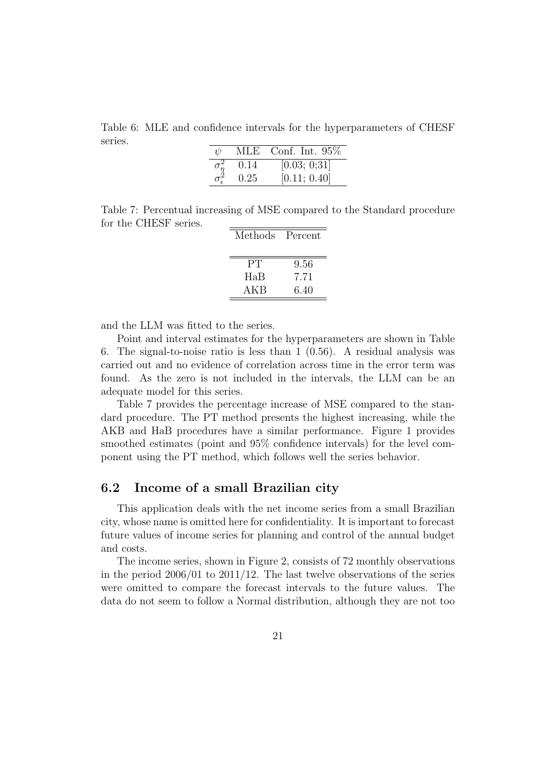Table 6: MLE and confidence intervals for the hyperparameters of CHESF series.

| $\psi$ | MLE | Conf. Int. 95% |
|---|---|---|
| $\sigma^2_\eta$ | 0.14 | [0.03; 0;31] |
| $\sigma^2_\epsilon$ | 0.25 | [0.11; 0.40] |

Table 7: Percentual increasing of MSE compared to the Standard procedure for the CHESF series.

| Methods | Percent |
|---|---|
| PT | 9.56 |
| HaB | 7.71 |
| AKB | 6.40 |

and the LLM was fitted to the series.

Point and interval estimates for the hyperparameters are shown in Table 6. The signal-to-noise ratio is less than 1 (0.56). A residual analysis was carried out and no evidence of correlation across time in the error term was found. As the zero is not included in the intervals, the LLM can be an adequate model for this series.

Table 7 provides the percentage increase of MSE compared to the standard procedure. The PT method presents the highest increasing, while the AKB and HaB procedures have a similar performance. Figure 1 provides smoothed estimates (point and 95% confidence intervals) for the level component using the PT method, which follows well the series behavior.

## 6.2 Income of a small Brazilian city

This application deals with the net income series from a small Brazilian city, whose name is omitted here for confidentiality. It is important to forecast future values of income series for planning and control of the annual budget and costs.

The income series, shown in Figure 2, consists of 72 monthly observations in the period 2006/01 to 2011/12. The last twelve observations of the series were omitted to compare the forecast intervals to the future values. The data do not seem to follow a Normal distribution, although they are not too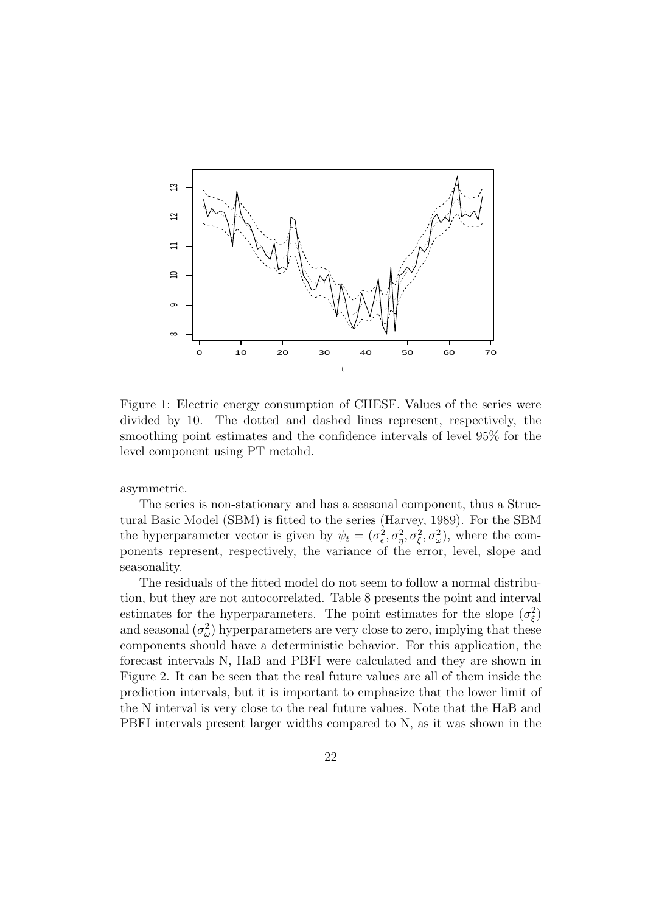Figure 1: Electric energy consumption of CHESF. Values of the series were divided by 10. The dotted and dashed lines represent, respectively, the smoothing point estimates and the confidence intervals of level 95% for the level component using PT metohd.

asymmetric.

The series is non-stationary and has a seasonal component, thus a Structural Basic Model (SBM) is fitted to the series (Harvey, 1989). For the SBM the hyperparameter vector is given by $\psi_t = (\sigma^2_\epsilon, \sigma^2_\eta, \sigma^2_\xi, \sigma^2_\omega)$, where the components represent, respectively, the variance of the error, level, slope and seasonality.

The residuals of the fitted model do not seem to follow a normal distribution, but they are not autocorrelated. Table 8 presents the point and interval estimates for the hyperparameters. The point estimates for the slope $(\sigma^2_\xi)$ and seasonal $(\sigma^2_\omega)$ hyperparameters are very close to zero, implying that these components should have a deterministic behavior. For this application, the forecast intervals N, HaB and PBFI were calculated and they are shown in Figure 2. It can be seen that the real future values are all of them inside the prediction intervals, but it is important to emphasize that the lower limit of the N interval is very close to the real future values. Note that the HaB and PBFI intervals present larger widths compared to N, as it was shown in the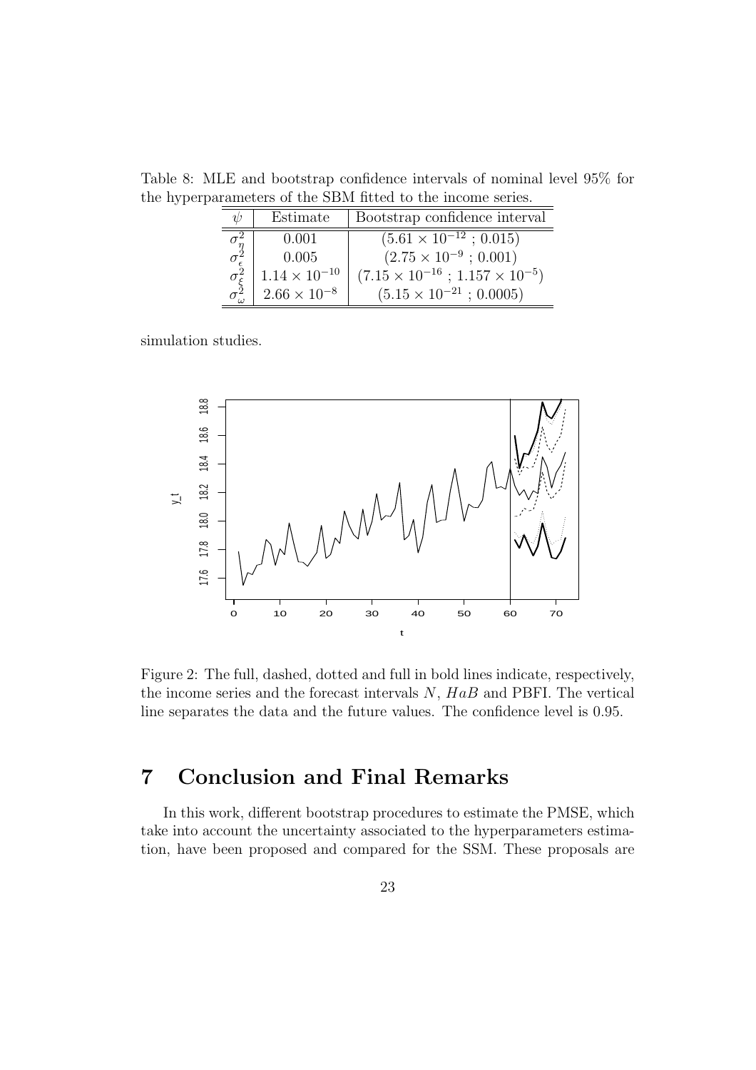Table 8: MLE and bootstrap confidence intervals of nominal level 95% for the hyperparameters of the SBM fitted to the income series.

| $\psi$ | Estimate | Bootstrap confidence interval |
|---|---|---|
| $\sigma_\eta^2$ | 0.001 | $(5.61 \times 10^{-12}\ ;\ 0.015)$ |
| $\sigma_\epsilon^2$ | 0.005 | $(2.75 \times 10^{-9}\ ;\ 0.001)$ |
| $\sigma_\xi^2$ | $1.14 \times 10^{-10}$ | $(7.15 \times 10^{-16}\ ;\ 1.157 \times 10^{-5})$ |
| $\sigma_\omega^2$ | $2.66 \times 10^{-8}$ | $(5.15 \times 10^{-21}\ ;\ 0.0005)$ |

simulation studies.

Figure 2: The full, dashed, dotted and full in bold lines indicate, respectively, the income series and the forecast intervals $N$, $HaB$ and PBFI. The vertical line separates the data and the future values. The confidence level is 0.95.

# 7 Conclusion and Final Remarks

In this work, different bootstrap procedures to estimate the PMSE, which take into account the uncertainty associated to the hyperparameters estimation, have been proposed and compared for the SSM. These proposals are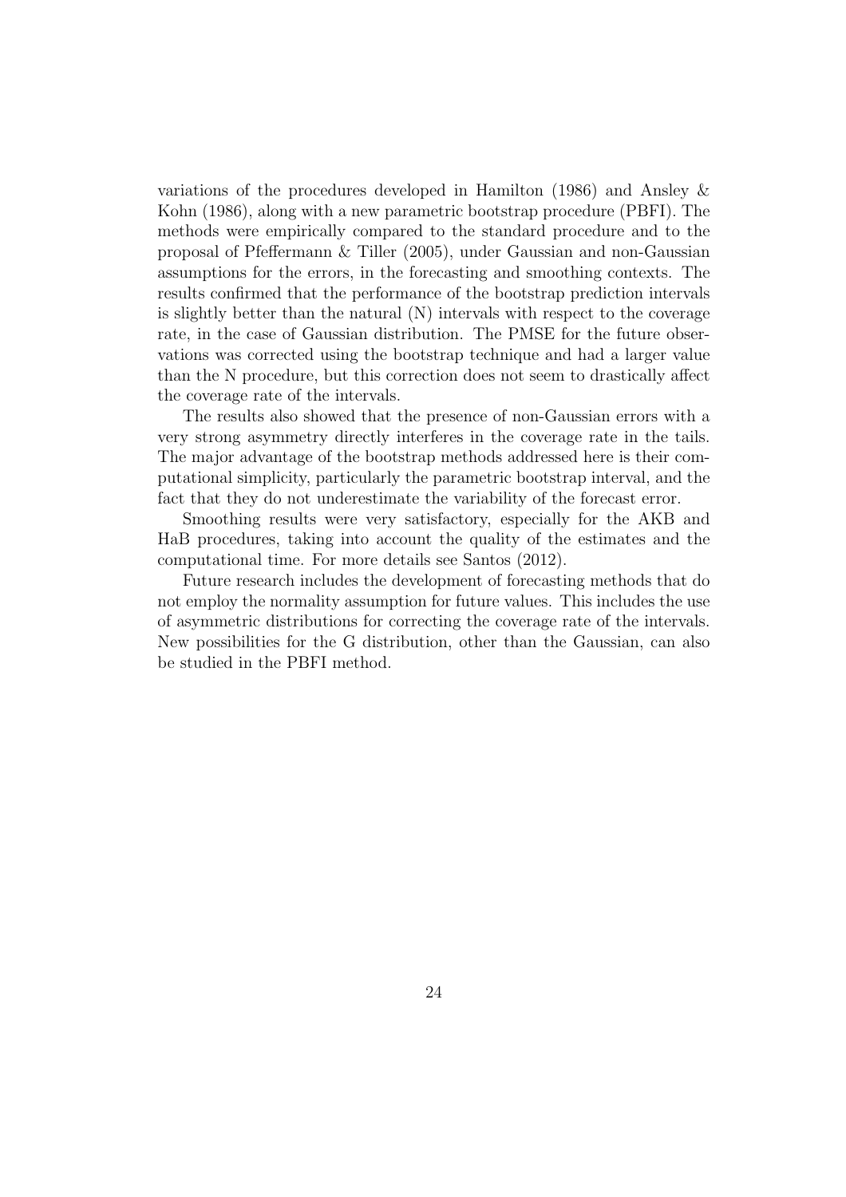variations of the procedures developed in Hamilton (1986) and Ansley & Kohn (1986), along with a new parametric bootstrap procedure (PBFI). The methods were empirically compared to the standard procedure and to the proposal of Pfeffermann & Tiller (2005), under Gaussian and non-Gaussian assumptions for the errors, in the forecasting and smoothing contexts. The results confirmed that the performance of the bootstrap prediction intervals is slightly better than the natural (N) intervals with respect to the coverage rate, in the case of Gaussian distribution. The PMSE for the future observations was corrected using the bootstrap technique and had a larger value than the N procedure, but this correction does not seem to drastically affect the coverage rate of the intervals.

The results also showed that the presence of non-Gaussian errors with a very strong asymmetry directly interferes in the coverage rate in the tails. The major advantage of the bootstrap methods addressed here is their computational simplicity, particularly the parametric bootstrap interval, and the fact that they do not underestimate the variability of the forecast error.

Smoothing results were very satisfactory, especially for the AKB and HaB procedures, taking into account the quality of the estimates and the computational time. For more details see Santos (2012).

Future research includes the development of forecasting methods that do not employ the normality assumption for future values. This includes the use of asymmetric distributions for correcting the coverage rate of the intervals. New possibilities for the G distribution, other than the Gaussian, can also be studied in the PBFI method.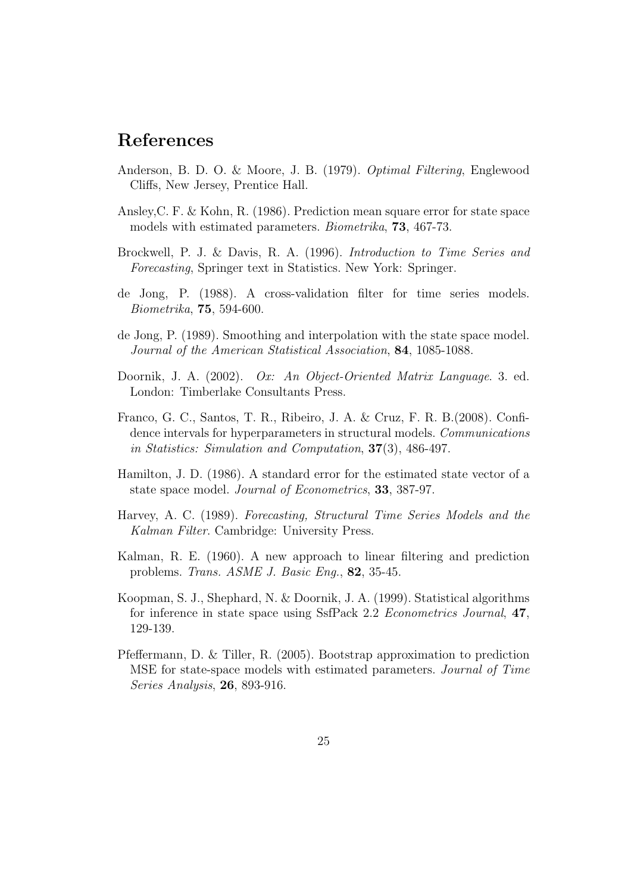## References

Anderson, B. D. O. & Moore, J. B. (1979). *Optimal Filtering*, Englewood Cliffs, New Jersey, Prentice Hall.

Ansley,C. F. & Kohn, R. (1986). Prediction mean square error for state space models with estimated parameters. *Biometrika*, **73**, 467-73.

Brockwell, P. J. & Davis, R. A. (1996). *Introduction to Time Series and Forecasting*, Springer text in Statistics. New York: Springer.

de Jong, P. (1988). A cross-validation filter for time series models. *Biometrika*, **75**, 594-600.

de Jong, P. (1989). Smoothing and interpolation with the state space model. *Journal of the American Statistical Association*, **84**, 1085-1088.

Doornik, J. A. (2002). *Ox: An Object-Oriented Matrix Language*. 3. ed. London: Timberlake Consultants Press.

Franco, G. C., Santos, T. R., Ribeiro, J. A. & Cruz, F. R. B.(2008). Confidence intervals for hyperparameters in structural models. *Communications in Statistics: Simulation and Computation*, **37**(3), 486-497.

Hamilton, J. D. (1986). A standard error for the estimated state vector of a state space model. *Journal of Econometrics*, **33**, 387-97.

Harvey, A. C. (1989). *Forecasting, Structural Time Series Models and the Kalman Filter*. Cambridge: University Press.

Kalman, R. E. (1960). A new approach to linear filtering and prediction problems. *Trans. ASME J. Basic Eng.*, **82**, 35-45.

Koopman, S. J., Shephard, N. & Doornik, J. A. (1999). Statistical algorithms for inference in state space using SsfPack 2.2 *Econometrics Journal*, **47**, 129-139.

Pfeffermann, D. & Tiller, R. (2005). Bootstrap approximation to prediction MSE for state-space models with estimated parameters. *Journal of Time Series Analysis*, **26**, 893-916.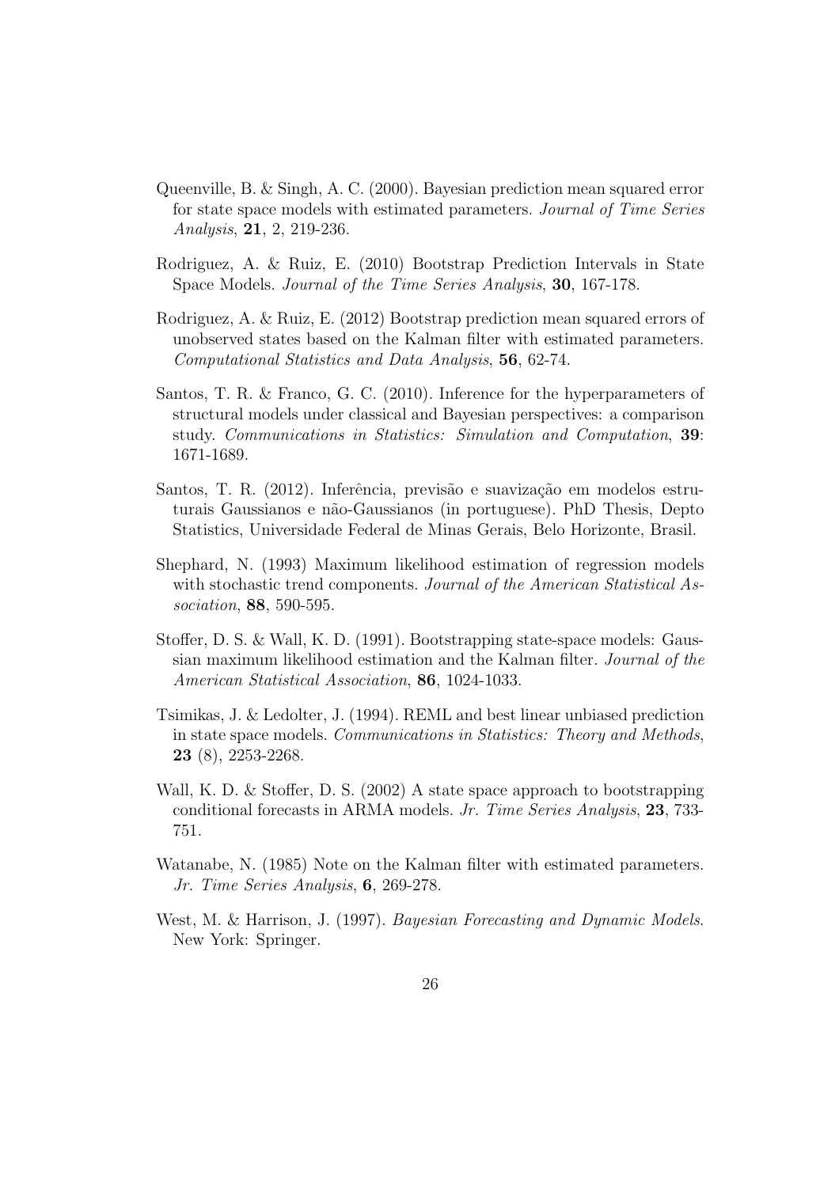Queenville, B. & Singh, A. C. (2000). Bayesian prediction mean squared error for state space models with estimated parameters. *Journal of Time Series Analysis*, **21**, 2, 219-236.

Rodriguez, A. & Ruiz, E. (2010) Bootstrap Prediction Intervals in State Space Models. *Journal of the Time Series Analysis*, **30**, 167-178.

Rodriguez, A. & Ruiz, E. (2012) Bootstrap prediction mean squared errors of unobserved states based on the Kalman filter with estimated parameters. *Computational Statistics and Data Analysis*, **56**, 62-74.

Santos, T. R. & Franco, G. C. (2010). Inference for the hyperparameters of structural models under classical and Bayesian perspectives: a comparison study. *Communications in Statistics: Simulation and Computation*, **39**: 1671-1689.

Santos, T. R. (2012). Inferência, previsão e suavização em modelos estruturais Gaussianos e não-Gaussianos (in portuguese). PhD Thesis, Depto Statistics, Universidade Federal de Minas Gerais, Belo Horizonte, Brasil.

Shephard, N. (1993) Maximum likelihood estimation of regression models with stochastic trend components. *Journal of the American Statistical Association*, **88**, 590-595.

Stoffer, D. S. & Wall, K. D. (1991). Bootstrapping state-space models: Gaussian maximum likelihood estimation and the Kalman filter. *Journal of the American Statistical Association*, **86**, 1024-1033.

Tsimikas, J. & Ledolter, J. (1994). REML and best linear unbiased prediction in state space models. *Communications in Statistics: Theory and Methods*, **23** (8), 2253-2268.

Wall, K. D. & Stoffer, D. S. (2002) A state space approach to bootstrapping conditional forecasts in ARMA models. *Jr. Time Series Analysis*, **23**, 733-751.

Watanabe, N. (1985) Note on the Kalman filter with estimated parameters. *Jr. Time Series Analysis*, **6**, 269-278.

West, M. & Harrison, J. (1997). *Bayesian Forecasting and Dynamic Models*. New York: Springer.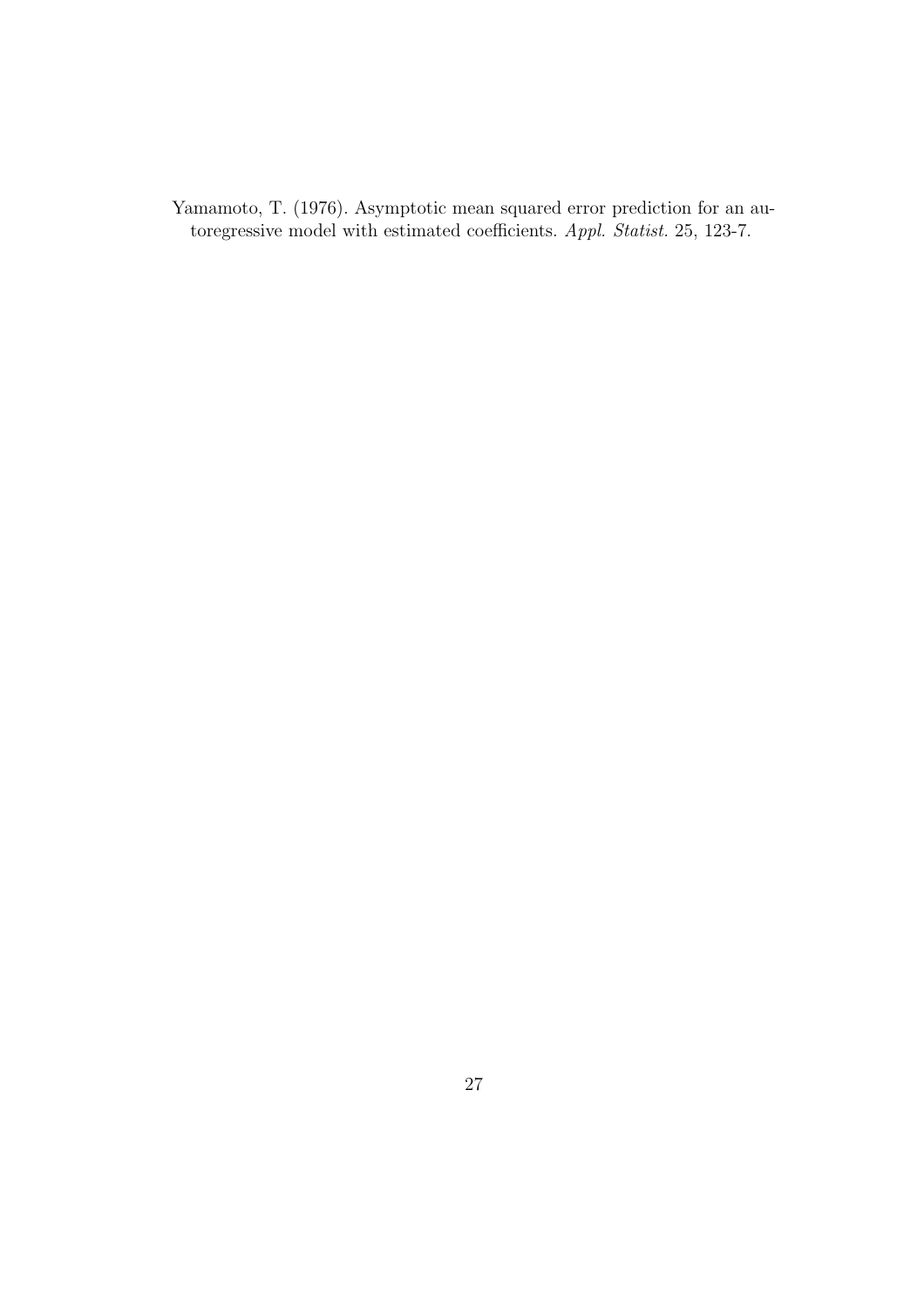Yamamoto, T. (1976). Asymptotic mean squared error prediction for an autoregressive model with estimated coefficients. *Appl. Statist.* 25, 123-7.